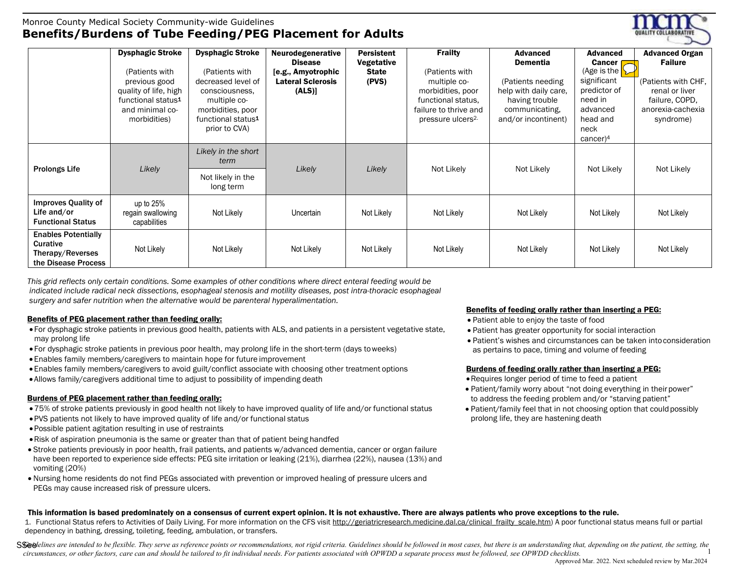Monroe County Medical Society Community-wide Guidelines

# Benefits/Burdens of Tube Feeding/PEG Placement for Adults

| | **Dysphagic Stroke** (Patients with previous good quality of life, high functional status[1] and minimal co-morbidities) | **Dysphagic Stroke** (Patients with decreased level of consciousness, multiple co-morbidities, poor functional status[1] prior to CVA) | **Neurodegenerative Disease [e.g., Amyotrophic Lateral Sclerosis (ALS)]** | **Persistent Vegetative State (PVS)** | **Frailty** (Patients with multiple co-morbidities, poor functional status, failure to thrive and pressure ulcers[2]) | **Advanced Dementia** (Patients needing help with daily care, having trouble communicating, and/or incontinent) | **Advanced Cancer** (Age is the significant predictor of need in advanced head and neck cancer)[4] | **Advanced Organ Failure** (Patients with CHF, renal or liver failure, COPD, anorexia-cachexia syndrome) |
|---|---|---|---|---|---|---|---|---|
| **Prolongs Life** | *Likely* | *Likely in the short term* / Not likely in the long term | *Likely* | *Likely* | Not Likely | Not Likely | Not Likely | Not Likely |
| **Improves Quality of Life and/or Functional Status** | up to 25% regain swallowing capabilities | Not Likely | Uncertain | Not Likely | Not Likely | Not Likely | Not Likely | Not Likely |
| **Enables Potentially Curative Therapy/Reverses the Disease Process** | Not Likely | Not Likely | Not Likely | Not Likely | Not Likely | Not Likely | Not Likely | Not Likely |

*This grid reflects only certain conditions. Some examples of other conditions where direct enteral feeding would be indicated include radical neck dissections, esophageal stenosis and motility diseases, post intra-thoracic esophageal surgery and safer nutrition when the alternative would be parenteral hyperalimentation.*

**Benefits of PEG placement rather than feeding orally:**

- For dysphagic stroke patients in previous good health, patients with ALS, and patients in a persistent vegetative state, may prolong life
- For dysphagic stroke patients in previous poor health, may prolong life in the short-term (days to weeks)
- Enables family members/caregivers to maintain hope for future improvement
- Enables family members/caregivers to avoid guilt/conflict associate with choosing other treatment options
- Allows family/caregivers additional time to adjust to possibility of impending death

**Burdens of PEG placement rather than feeding orally:**

- 75% of stroke patients previously in good health not likely to have improved quality of life and/or functional status
- PVS patients not likely to have improved quality of life and/or functional status
- Possible patient agitation resulting in use of restraints
- Risk of aspiration pneumonia is the same or greater than that of patient being handfed
- Stroke patients previously in poor health, frail patients, and patients w/advanced dementia, cancer or organ failure have been reported to experience side effects: PEG site irritation or leaking (21%), diarrhea (22%), nausea (13%) and vomiting (20%)
- Nursing home residents do not find PEGs associated with prevention or improved healing of pressure ulcers and PEGs may cause increased risk of pressure ulcers.

**Benefits of feeding orally rather than inserting a PEG:**

- Patient able to enjoy the taste of food
- Patient has greater opportunity for social interaction
- Patient's wishes and circumstances can be taken into consideration as pertains to pace, timing and volume of feeding

**Burdens of feeding orally rather than inserting a PEG:**

- Requires longer period of time to feed a patient
- Patient/family worry about "not doing everything in their power" to address the feeding problem and/or "starving patient"
- Patient/family feel that in not choosing option that could possibly prolong life, they are hastening death

**This information is based predominately on a consensus of current expert opinion. It is not exhaustive. There are always patients who prove exceptions to the rule.**

1. Functional Status refers to Activities of Daily Living. For more information on the CFS visit http://geriatricresearch.medicine.dal.ca/clinical_frailty_scale.htm) A poor functional status means full or partial dependency in bathing, dressing, toileting, feeding, ambulation, or transfers.

*Guidelines are intended to be flexible. They serve as reference points or recommendations, not rigid criteria. Guidelines should be followed in most cases, but there is an understanding that, depending on the patient, the setting, the circumstances, or other factors, care can and should be tailored to fit individual needs. For patients associated with OPWDD a separate process must be followed, see OPWDD checklists.*

Approved Mar. 2022. Next scheduled review by Mar.2024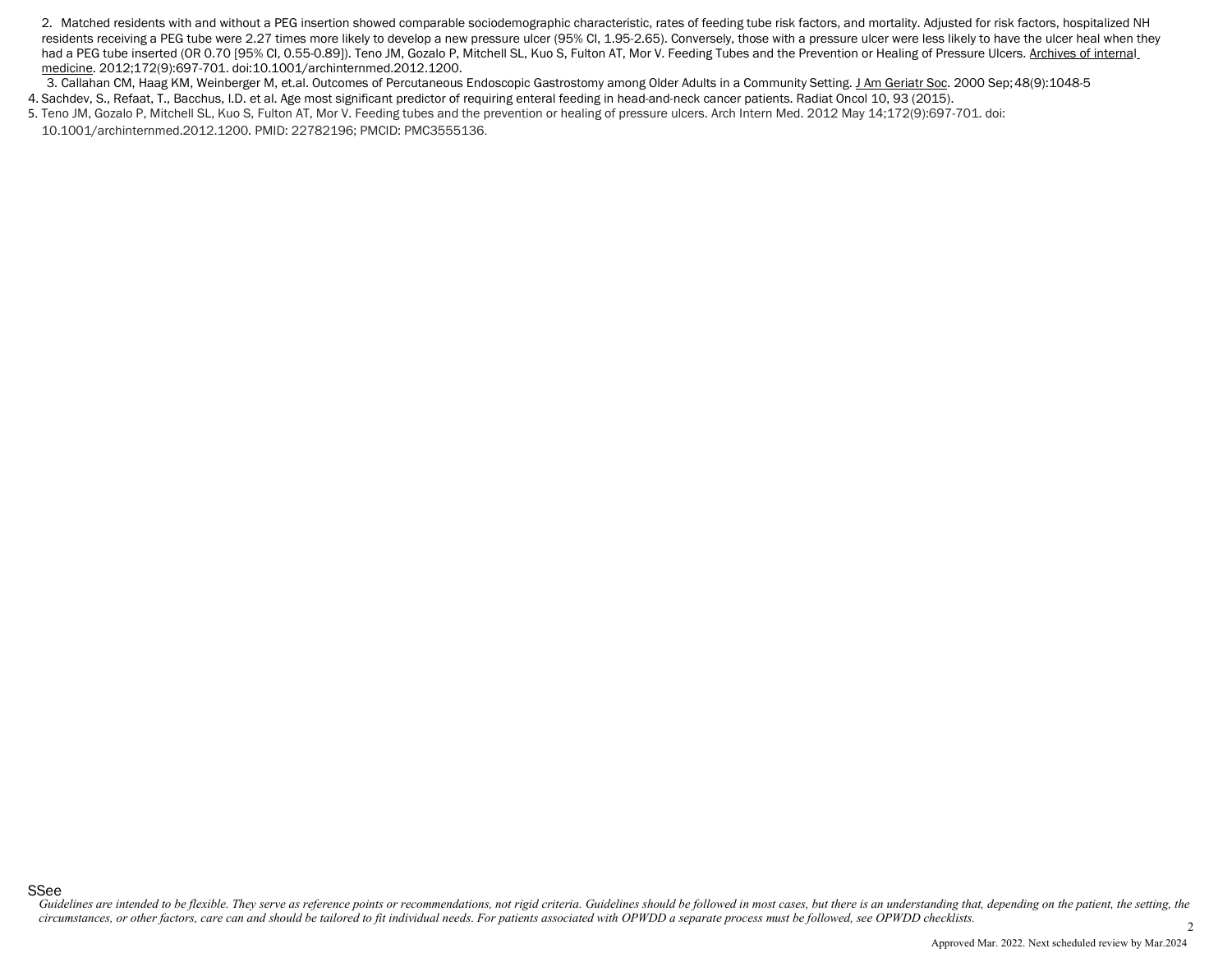2. Matched residents with and without a PEG insertion showed comparable sociodemographic characteristic, rates of feeding tube risk factors, and mortality. Adjusted for risk factors, hospitalized NH residents receiving a PEG tube were 2.27 times more likely to develop a new pressure ulcer (95% CI, 1.95-2.65). Conversely, those with a pressure ulcer were less likely to have the ulcer heal when they had a PEG tube inserted (OR 0.70 [95% CI, 0.55-0.89]). Teno JM, Gozalo P, Mitchell SL, Kuo S, Fulton AT, Mor V. Feeding Tubes and the Prevention or Healing of Pressure Ulcers. Archives of internal medicine. 2012;172(9):697-701. doi:10.1001/archinternmed.2012.1200.
3. Callahan CM, Haag KM, Weinberger M, et.al. Outcomes of Percutaneous Endoscopic Gastrostomy among Older Adults in a Community Setting. J Am Geriatr Soc. 2000 Sep;48(9):1048-5
4. Sachdev, S., Refaat, T., Bacchus, I.D. et al. Age most significant predictor of requiring enteral feeding in head-and-neck cancer patients. Radiat Oncol 10, 93 (2015).
5. Teno JM, Gozalo P, Mitchell SL, Kuo S, Fulton AT, Mor V. Feeding tubes and the prevention or healing of pressure ulcers. Arch Intern Med. 2012 May 14;172(9):697-701. doi: 10.1001/archinternmed.2012.1200. PMID: 22782196; PMCID: PMC3555136.

SSee

*Guidelines are intended to be flexible. They serve as reference points or recommendations, not rigid criteria. Guidelines should be followed in most cases, but there is an understanding that, depending on the patient, the setting, the circumstances, or other factors, care can and should be tailored to fit individual needs. For patients associated with OPWDD a separate process must be followed, see OPWDD checklists.*

Approved Mar. 2022. Next scheduled review by Mar.2024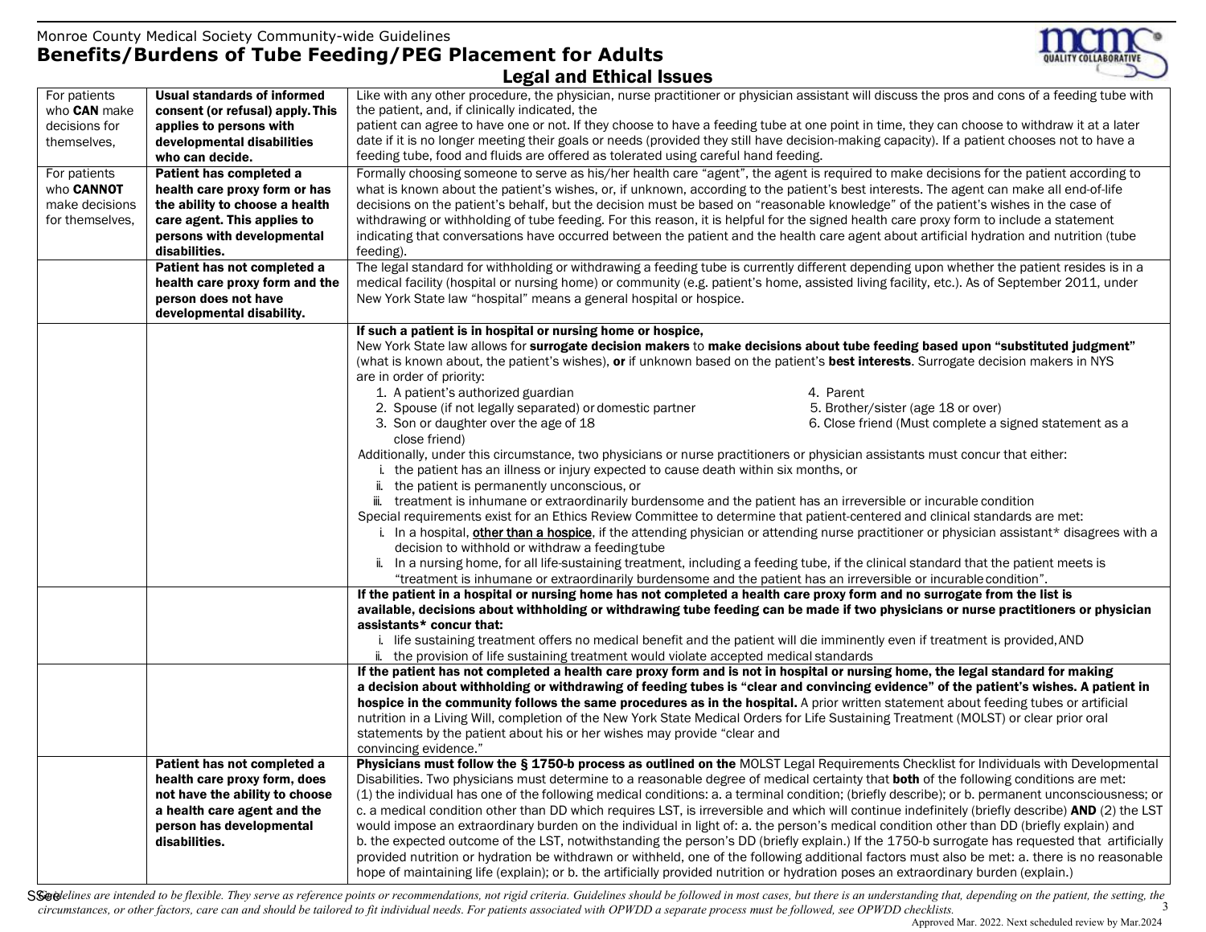Monroe County Medical Society Community-wide Guidelines

# Benefits/Burdens of Tube Feeding/PEG Placement for Adults

## Legal and Ethical Issues

| | | |
|---|---|---|
| For patients who **CAN** make decisions for themselves, | **Usual standards of informed consent (or refusal) apply. This applies to persons with developmental disabilities who can decide.** | Like with any other procedure, the physician, nurse practitioner or physician assistant will discuss the pros and cons of a feeding tube with the patient, and, if clinically indicated, the patient can agree to have one or not. If they choose to have a feeding tube at one point in time, they can choose to withdraw it at a later date if it is no longer meeting their goals or needs (provided they still have decision-making capacity). If a patient chooses not to have a feeding tube, food and fluids are offered as tolerated using careful hand feeding. |
| For patients who **CANNOT** make decisions for themselves, | **Patient has completed a health care proxy form or has the ability to choose a health care agent. This applies to persons with developmental disabilities.** | Formally choosing someone to serve as his/her health care "agent", the agent is required to make decisions for the patient according to what is known about the patient's wishes, or, if unknown, according to the patient's best interests. The agent can make all end-of-life decisions on the patient's behalf, but the decision must be based on "reasonable knowledge" of the patient's wishes in the case of withdrawing or withholding of tube feeding. For this reason, it is helpful for the signed health care proxy form to include a statement indicating that conversations have occurred between the patient and the health care agent about artificial hydration and nutrition (tube feeding). |
| | **Patient has not completed a health care proxy form and the person does not have developmental disability.** | The legal standard for withholding or withdrawing a feeding tube is currently different depending upon whether the patient resides is in a medical facility (hospital or nursing home) or community (e.g. patient's home, assisted living facility, etc.). As of September 2011, under New York State law "hospital" means a general hospital or hospice. |
| | | **If such a patient is in hospital or nursing home or hospice,** New York State law allows for **surrogate decision makers** to **make decisions about tube feeding based upon "substituted judgment"** (what is known about, the patient's wishes), **or** if unknown based on the patient's **best interests**. Surrogate decision makers in NYS are in order of priority: 1. A patient's authorized guardian; 2. Spouse (if not legally separated) or domestic partner; 3. Son or daughter over the age of 18; 4. Parent; 5. Brother/sister (age 18 or over); 6. Close friend (Must complete a signed statement as a close friend). Additionally, under this circumstance, two physicians or nurse practitioners or physician assistants must concur that either: i. the patient has an illness or injury expected to cause death within six months, or ii. the patient is permanently unconscious, or iii. treatment is inhumane or extraordinarily burdensome and the patient has an irreversible or incurable condition. Special requirements exist for an Ethics Review Committee to determine that patient-centered and clinical standards are met: i. In a hospital, <u>other than a hospice</u>, if the attending physician or attending nurse practitioner or physician assistant* disagrees with a decision to withhold or withdraw a feeding tube; ii. In a nursing home, for all life-sustaining treatment, including a feeding tube, if the clinical standard that the patient meets is "treatment is inhumane or extraordinarily burdensome and the patient has an irreversible or incurable condition". |
| | | **If the patient in a hospital or nursing home has not completed a health care proxy form and no surrogate from the list is available, decisions about withholding or withdrawing tube feeding can be made if two physicians or nurse practitioners or physician assistants* concur that:** i. life sustaining treatment offers no medical benefit and the patient will die imminently even if treatment is provided, AND ii. the provision of life sustaining treatment would violate accepted medical standards |
| | | **If the patient has not completed a health care proxy form and is not in hospital or nursing home, the legal standard for making a decision about withholding or withdrawing of feeding tubes is "clear and convincing evidence" of the patient's wishes. A patient in hospice in the community follows the same procedures as in the hospital.** A prior written statement about feeding tubes or artificial nutrition in a Living Will, completion of the New York State Medical Orders for Life Sustaining Treatment (MOLST) or clear prior oral statements by the patient about his or her wishes may provide "clear and convincing evidence." |
| | **Patient has not completed a health care proxy form, does not have the ability to choose a health care agent and the person has developmental disabilities.** | **Physicians must follow the § 1750-b process as outlined on the** MOLST Legal Requirements Checklist for Individuals with Developmental Disabilities. Two physicians must determine to a reasonable degree of medical certainty that **both** of the following conditions are met: (1) the individual has one of the following medical conditions: a. a terminal condition; (briefly describe); or b. permanent unconsciousness; or c. a medical condition other than DD which requires LST, is irreversible and which will continue indefinitely (briefly describe) **AND** (2) the LST would impose an extraordinary burden on the individual in light of: a. the person's medical condition other than DD (briefly explain) and b. the expected outcome of the LST, notwithstanding the person's DD (briefly explain.) If the 1750-b surrogate has requested that artificially provided nutrition or hydration be withdrawn or withheld, one of the following additional factors must also be met: a. there is no reasonable hope of maintaining life (explain); or b. the artificially provided nutrition or hydration poses an extraordinary burden (explain.) |

*Guidelines are intended to be flexible. They serve as reference points or recommendations, not rigid criteria. Guidelines should be followed in most cases, but there is an understanding that, depending on the patient, the setting, the circumstances, or other factors, care can and should be tailored to fit individual needs. For patients associated with OPWDD a separate process must be followed, see OPWDD checklists.*

Approved Mar. 2022. Next scheduled review by Mar.2024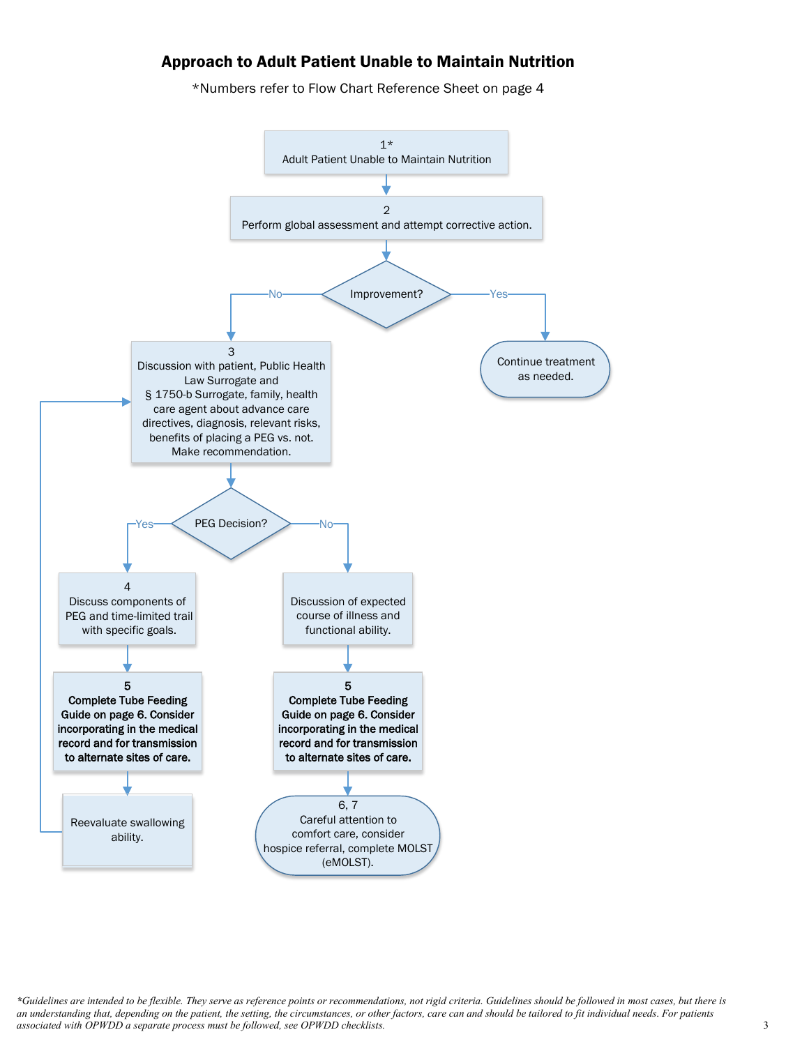# Approach to Adult Patient Unable to Maintain Nutrition

*Numbers refer to Flow Chart Reference Sheet on page 4

**1*** Adult Patient Unable to Maintain Nutrition

↓

**2** Perform global assessment and attempt corrective action.

↓

**Improvement?**

- **Yes** → Continue treatment as needed.
- **No** → **3** Discussion with patient, Public Health Law Surrogate and § 1750-b Surrogate, family, health care agent about advance care directives, diagnosis, relevant risks, benefits of placing a PEG vs. not. Make recommendation.

↓

**PEG Decision?**

- **Yes** →
  - **4** Discuss components of PEG and time-limited trail with specific goals.
  - ↓
  - **5** **Complete Tube Feeding Guide on page 6. Consider incorporating in the medical record and for transmission to alternate sites of care.**
  - ↓
  - Reevaluate swallowing ability. (→ returns to step 3)
- **No** →
  - Discussion of expected course of illness and functional ability.
  - ↓
  - **5** **Complete Tube Feeding Guide on page 6. Consider incorporating in the medical record and for transmission to alternate sites of care.**
  - ↓
  - **6, 7** Careful attention to comfort care, consider hospice referral, complete MOLST (eMOLST).

*\*Guidelines are intended to be flexible. They serve as reference points or recommendations, not rigid criteria. Guidelines should be followed in most cases, but there is an understanding that, depending on the patient, the setting, the circumstances, or other factors, care can and should be tailored to fit individual needs. For patients associated with OPWDD a separate process must be followed, see OPWDD checklists.*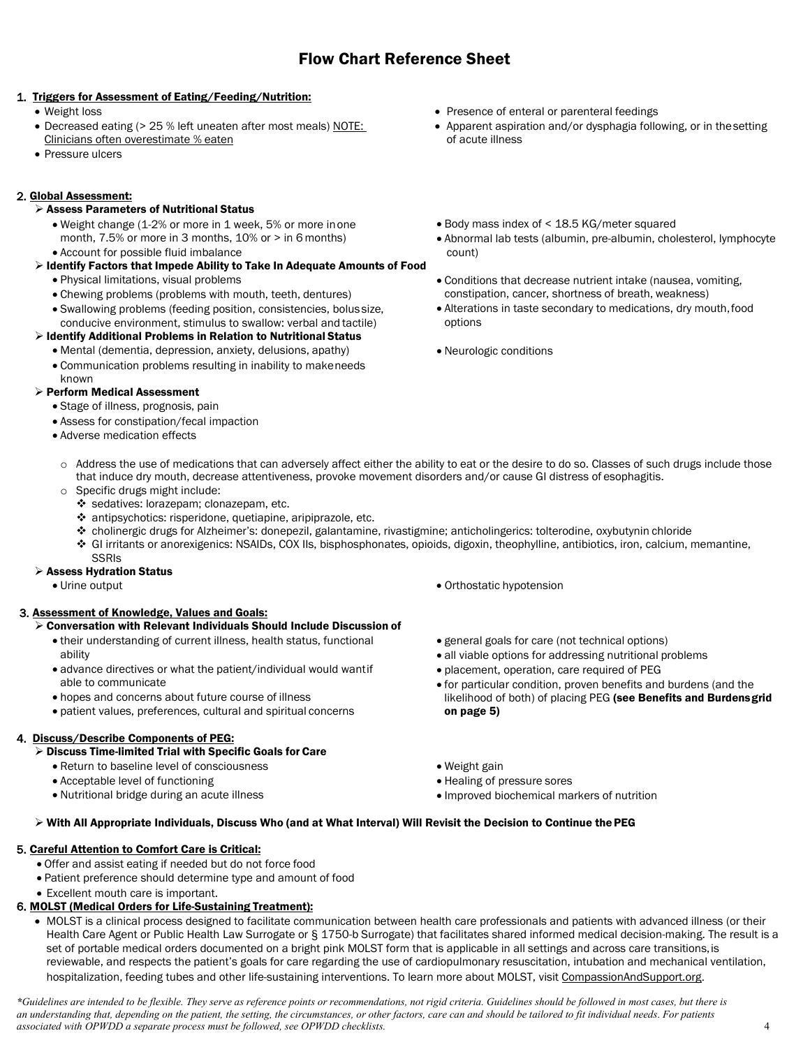# Flow Chart Reference Sheet

## 1. Triggers for Assessment of Eating/Feeding/Nutrition:

- Weight loss
- Decreased eating (> 25 % left uneaten after most meals) NOTE: Clinicians often overestimate % eaten
- Pressure ulcers
- Presence of enteral or parenteral feedings
- Apparent aspiration and/or dysphagia following, or in the setting of acute illness

## 2. Global Assessment:

- **Assess Parameters of Nutritional Status**
  - Weight change (1-2% or more in 1 week, 5% or more in one month, 7.5% or more in 3 months, 10% or > in 6 months)
  - Account for possible fluid imbalance
  - Body mass index of < 18.5 KG/meter squared
  - Abnormal lab tests (albumin, pre-albumin, cholesterol, lymphocyte count)
- **Identify Factors that Impede Ability to Take In Adequate Amounts of Food**
  - Physical limitations, visual problems
  - Chewing problems (problems with mouth, teeth, dentures)
  - Swallowing problems (feeding position, consistencies, bolus size, conducive environment, stimulus to swallow: verbal and tactile)
  - Conditions that decrease nutrient intake (nausea, vomiting, constipation, cancer, shortness of breath, weakness)
  - Alterations in taste secondary to medications, dry mouth, food options
- **Identify Additional Problems in Relation to Nutritional Status**
  - Mental (dementia, depression, anxiety, delusions, apathy)
  - Communication problems resulting in inability to make needs known
  - Neurologic conditions
- **Perform Medical Assessment**
  - Stage of illness, prognosis, pain
  - Assess for constipation/fecal impaction
  - Adverse medication effects
    - Address the use of medications that can adversely affect either the ability to eat or the desire to do so. Classes of such drugs include those that induce dry mouth, decrease attentiveness, provoke movement disorders and/or cause GI distress of esophagitis.
    - Specific drugs might include:
      - sedatives: lorazepam; clonazepam, etc.
      - antipsychotics: risperidone, quetiapine, aripiprazole, etc.
      - cholinergic drugs for Alzheimer's: donepezil, galantamine, rivastigmine; anticholingerics: tolterodine, oxybutynin chloride
      - GI irritants or anorexigenics: NSAIDs, COX IIs, bisphosphonates, opioids, digoxin, theophylline, antibiotics, iron, calcium, memantine, SSRIs
- **Assess Hydration Status**
  - Urine output
  - Orthostatic hypotension

## 3. Assessment of Knowledge, Values and Goals:

- **Conversation with Relevant Individuals Should Include Discussion of**
  - their understanding of current illness, health status, functional ability
  - advance directives or what the patient/individual would want if able to communicate
  - hopes and concerns about future course of illness
  - patient values, preferences, cultural and spiritual concerns
  - general goals for care (not technical options)
  - all viable options for addressing nutritional problems
  - placement, operation, care required of PEG
  - for particular condition, proven benefits and burdens (and the likelihood of both) of placing PEG **(see Benefits and Burdens grid on page 5)**

## 4. Discuss/Describe Components of PEG:

- **Discuss Time-limited Trial with Specific Goals for Care**
  - Return to baseline level of consciousness
  - Acceptable level of functioning
  - Nutritional bridge during an acute illness
  - Weight gain
  - Healing of pressure sores
  - Improved biochemical markers of nutrition
- **With All Appropriate Individuals, Discuss Who (and at What Interval) Will Revisit the Decision to Continue the PEG**

## 5. Careful Attention to Comfort Care is Critical:

- Offer and assist eating if needed but do not force food
- Patient preference should determine type and amount of food
- Excellent mouth care is important.

## 6. MOLST (Medical Orders for Life-Sustaining Treatment):

- MOLST is a clinical process designed to facilitate communication between health care professionals and patients with advanced illness (or their Health Care Agent or Public Health Law Surrogate or § 1750-b Surrogate) that facilitates shared informed medical decision-making. The result is a set of portable medical orders documented on a bright pink MOLST form that is applicable in all settings and across care transitions, is reviewable, and respects the patient's goals for care regarding the use of cardiopulmonary resuscitation, intubation and mechanical ventilation, hospitalization, feeding tubes and other life-sustaining interventions. To learn more about MOLST, visit CompassionAndSupport.org.

*\*Guidelines are intended to be flexible. They serve as reference points or recommendations, not rigid criteria. Guidelines should be followed in most cases, but there is an understanding that, depending on the patient, the setting, the circumstances, or other factors, care can and should be tailored to fit individual needs. For patients associated with OPWDD a separate process must be followed, see OPWDD checklists.*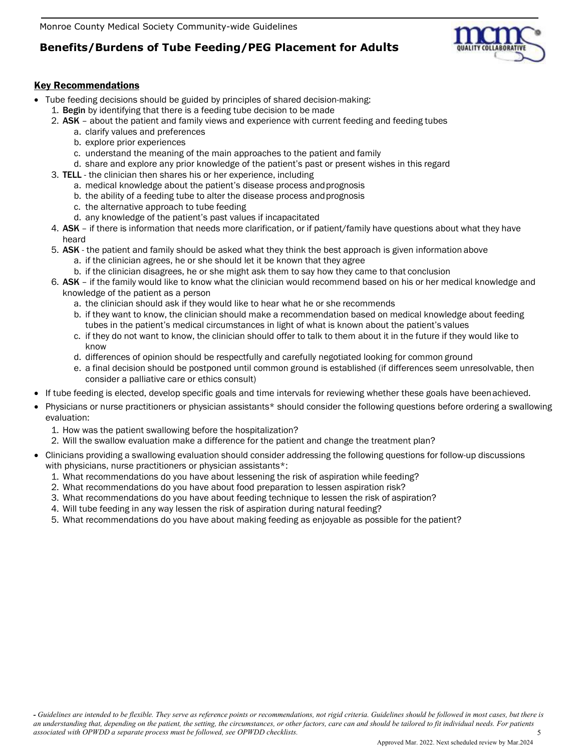## Key Recommendations

- Tube feeding decisions should be guided by principles of shared decision-making:
  1. **Begin** by identifying that there is a feeding tube decision to be made
  2. **ASK** – about the patient and family views and experience with current feeding and feeding tubes
     a. clarify values and preferences
     b. explore prior experiences
     c. understand the meaning of the main approaches to the patient and family
     d. share and explore any prior knowledge of the patient's past or present wishes in this regard
  3. **TELL** - the clinician then shares his or her experience, including
     a. medical knowledge about the patient's disease process and prognosis
     b. the ability of a feeding tube to alter the disease process and prognosis
     c. the alternative approach to tube feeding
     d. any knowledge of the patient's past values if incapacitated
  4. **ASK** – if there is information that needs more clarification, or if patient/family have questions about what they have heard
  5. **ASK** - the patient and family should be asked what they think the best approach is given information above
     a. if the clinician agrees, he or she should let it be known that they agree
     b. if the clinician disagrees, he or she might ask them to say how they came to that conclusion
  6. **ASK** – if the family would like to know what the clinician would recommend based on his or her medical knowledge and knowledge of the patient as a person
     a. the clinician should ask if they would like to hear what he or she recommends
     b. if they want to know, the clinician should make a recommendation based on medical knowledge about feeding tubes in the patient's medical circumstances in light of what is known about the patient's values
     c. if they do not want to know, the clinician should offer to talk to them about it in the future if they would like to know
     d. differences of opinion should be respectfully and carefully negotiated looking for common ground
     e. a final decision should be postponed until common ground is established (if differences seem unresolvable, then consider a palliative care or ethics consult)
- If tube feeding is elected, develop specific goals and time intervals for reviewing whether these goals have been achieved.
- Physicians or nurse practitioners or physician assistants* should consider the following questions before ordering a swallowing evaluation:
  1. How was the patient swallowing before the hospitalization?
  2. Will the swallow evaluation make a difference for the patient and change the treatment plan?
- Clinicians providing a swallowing evaluation should consider addressing the following questions for follow-up discussions with physicians, nurse practitioners or physician assistants*:
  1. What recommendations do you have about lessening the risk of aspiration while feeding?
  2. What recommendations do you have about food preparation to lessen aspiration risk?
  3. What recommendations do you have about feeding technique to lessen the risk of aspiration?
  4. Will tube feeding in any way lessen the risk of aspiration during natural feeding?
  5. What recommendations do you have about making feeding as enjoyable as possible for the patient?

*- Guidelines are intended to be flexible. They serve as reference points or recommendations, not rigid criteria. Guidelines should be followed in most cases, but there is an understanding that, depending on the patient, the setting, the circumstances, or other factors, care can and should be tailored to fit individual needs. For patients associated with OPWDD a separate process must be followed, see OPWDD checklists.*

Approved Mar. 2022. Next scheduled review by Mar.2024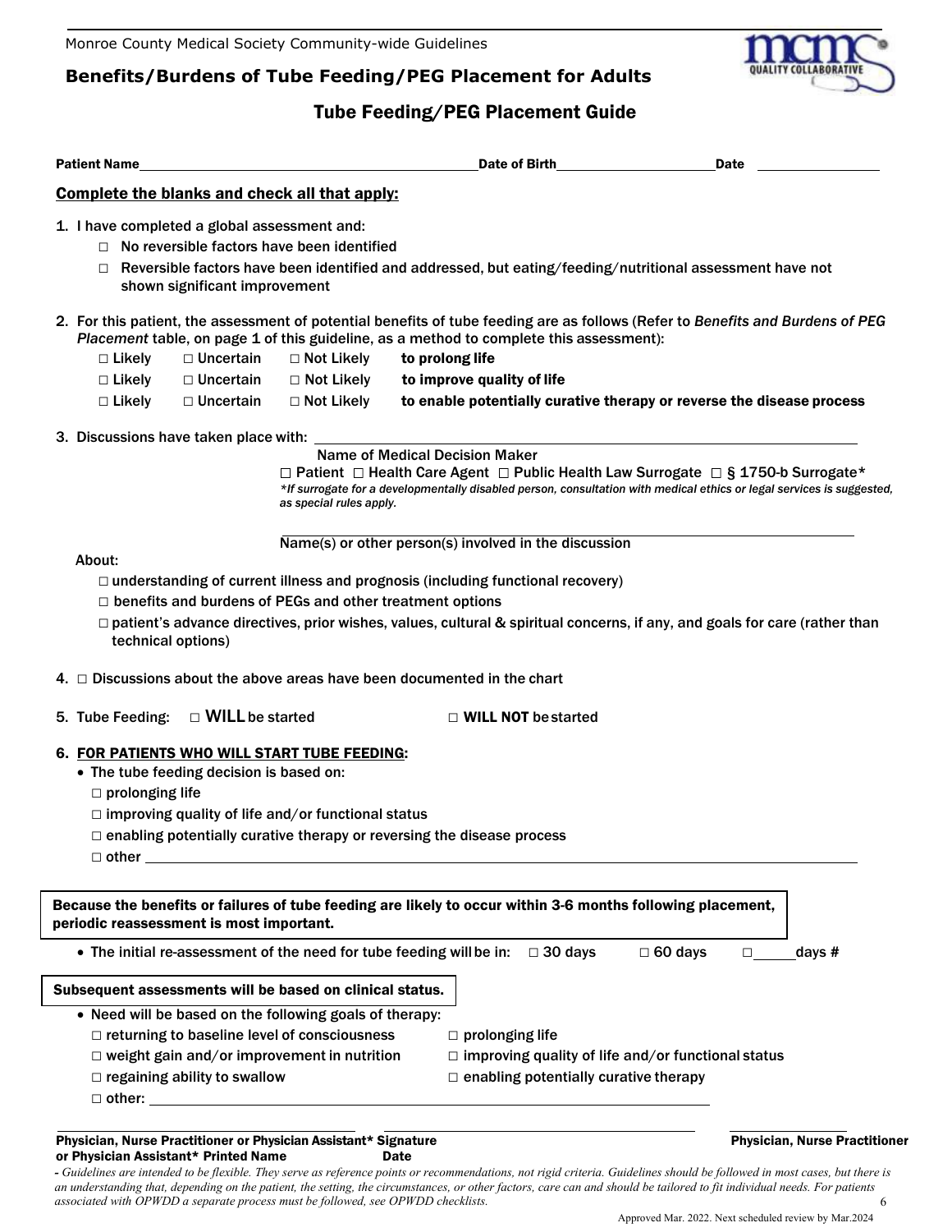Monroe County Medical Society Community-wide Guidelines

# Benefits/Burdens of Tube Feeding/PEG Placement for Adults

## Tube Feeding/PEG Placement Guide

**Patient Name**\_\_\_\_\_\_\_\_\_\_\_\_\_\_\_\_\_\_\_\_\_\_\_\_\_\_\_\_\_\_\_\_\_\_\_\_**Date of Birth**\_\_\_\_\_\_\_\_\_\_\_\_\_\_\_\_\_\_**Date** \_\_\_\_\_\_\_\_\_\_\_\_

**Complete the blanks and check all that apply:**

1. I have completed a global assessment and:
   - ☐ No reversible factors have been identified
   - ☐ Reversible factors have been identified and addressed, but eating/feeding/nutritional assessment have not shown significant improvement

2. For this patient, the assessment of potential benefits of tube feeding are as follows (Refer to *Benefits and Burdens of PEG Placement* table, on page 1 of this guideline, as a method to complete this assessment):
   - ☐ Likely ☐ Uncertain ☐ Not Likely **to prolong life**
   - ☐ Likely ☐ Uncertain ☐ Not Likely **to improve quality of life**
   - ☐ Likely ☐ Uncertain ☐ Not Likely **to enable potentially curative therapy or reverse the disease process**

3. Discussions have taken place with: \_\_\_\_\_\_\_\_\_\_\_\_\_\_\_\_\_\_\_\_\_\_\_\_\_\_\_\_\_\_\_\_\_\_\_\_

   Name of Medical Decision Maker

   ☐ Patient ☐ Health Care Agent ☐ Public Health Law Surrogate ☐ § 1750-b Surrogate*

   *\*If surrogate for a developmentally disabled person, consultation with medical ethics or legal services is suggested, as special rules apply.*

   \_\_\_\_\_\_\_\_\_\_\_\_\_\_\_\_\_\_\_\_\_\_\_\_\_\_\_\_\_\_\_\_\_\_\_\_

   Name(s) or other person(s) involved in the discussion

   About:
   - ☐ understanding of current illness and prognosis (including functional recovery)
   - ☐ benefits and burdens of PEGs and other treatment options
   - ☐ patient's advance directives, prior wishes, values, cultural & spiritual concerns, if any, and goals for care (rather than technical options)

4. ☐ Discussions about the above areas have been documented in the chart

5. Tube Feeding: ☐ **WILL** be started ☐ **WILL NOT** be started

6. **FOR PATIENTS WHO WILL START TUBE FEEDING:**
   - The tube feeding decision is based on:
     - ☐ prolonging life
     - ☐ improving quality of life and/or functional status
     - ☐ enabling potentially curative therapy or reversing the disease process
     - ☐ other \_\_\_\_\_\_\_\_\_\_\_\_\_\_\_\_\_\_\_\_\_\_\_\_\_\_\_\_\_\_\_\_\_\_\_\_

   **Because the benefits or failures of tube feeding are likely to occur within 3-6 months following placement, periodic reassessment is most important.**

   - The initial re-assessment of the need for tube feeding will be in: ☐ 30 days ☐ 60 days ☐ \_\_\_\_\_days #

   **Subsequent assessments will be based on clinical status.**

   - Need will be based on the following goals of therapy:
     - ☐ returning to baseline level of consciousness
     - ☐ prolonging life
     - ☐ weight gain and/or improvement in nutrition
     - ☐ improving quality of life and/or functional status
     - ☐ regaining ability to swallow
     - ☐ enabling potentially curative therapy
     - ☐ other: \_\_\_\_\_\_\_\_\_\_\_\_\_\_\_\_\_\_\_\_\_\_\_\_\_\_\_\_\_\_\_\_\_\_\_\_

\_\_\_\_\_\_\_\_\_\_\_\_\_\_\_\_\_\_\_\_\_\_\_\_ \_\_\_\_\_\_\_\_\_\_\_\_\_\_\_\_\_\_\_\_\_\_\_\_ \_\_\_\_\_\_\_\_\_\_\_\_

**Physician, Nurse Practitioner or Physician Assistant\* Signature** **Physician, Nurse Practitioner or Physician Assistant\* Printed Name** **Date**

*- Guidelines are intended to be flexible. They serve as reference points or recommendations, not rigid criteria. Guidelines should be followed in most cases, but there is an understanding that, depending on the patient, the setting, the circumstances, or other factors, care can and should be tailored to fit individual needs. For patients associated with OPWDD a separate process must be followed, see OPWDD checklists.*

Approved Mar. 2022. Next scheduled review by Mar.2024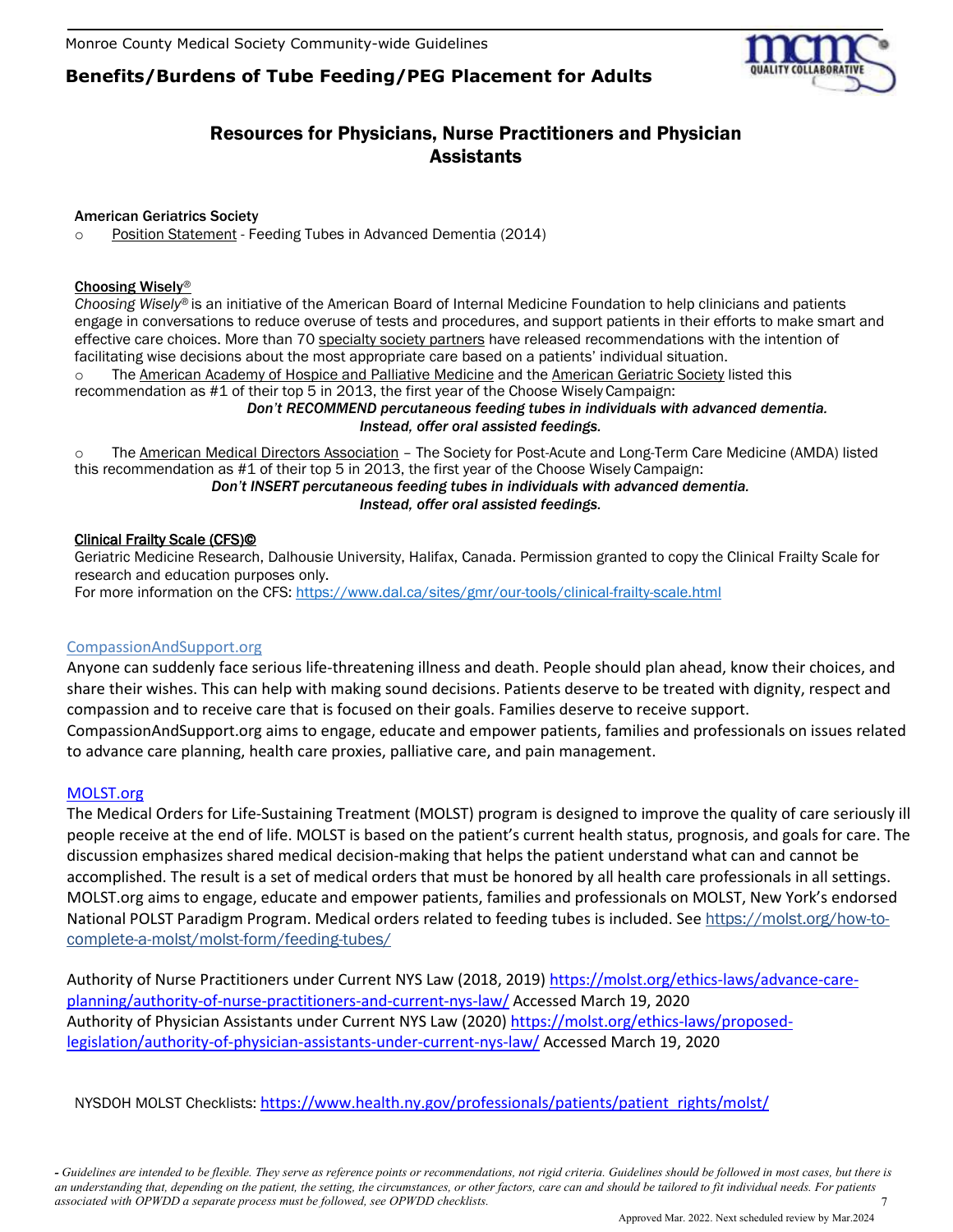## Resources for Physicians, Nurse Practitioners and Physician Assistants

**American Geriatrics Society**

- Position Statement - Feeding Tubes in Advanced Dementia (2014)

**Choosing Wisely®**

*Choosing Wisely®* is an initiative of the American Board of Internal Medicine Foundation to help clinicians and patients engage in conversations to reduce overuse of tests and procedures, and support patients in their efforts to make smart and effective care choices. More than 70 specialty society partners have released recommendations with the intention of facilitating wise decisions about the most appropriate care based on a patients' individual situation.

- The American Academy of Hospice and Palliative Medicine and the American Geriatric Society listed this recommendation as #1 of their top 5 in 2013, the first year of the Choose Wisely Campaign:

***Don't RECOMMEND percutaneous feeding tubes in individuals with advanced dementia. Instead, offer oral assisted feedings.***

- The American Medical Directors Association – The Society for Post-Acute and Long-Term Care Medicine (AMDA) listed this recommendation as #1 of their top 5 in 2013, the first year of the Choose Wisely Campaign:

***Don't INSERT percutaneous feeding tubes in individuals with advanced dementia. Instead, offer oral assisted feedings.***

**Clinical Frailty Scale (CFS)©**

Geriatric Medicine Research, Dalhousie University, Halifax, Canada. Permission granted to copy the Clinical Frailty Scale for research and education purposes only.
For more information on the CFS: https://www.dal.ca/sites/gmr/our-tools/clinical-frailty-scale.html

**CompassionAndSupport.org**

Anyone can suddenly face serious life-threatening illness and death. People should plan ahead, know their choices, and share their wishes. This can help with making sound decisions. Patients deserve to be treated with dignity, respect and compassion and to receive care that is focused on their goals. Families deserve to receive support. CompassionAndSupport.org aims to engage, educate and empower patients, families and professionals on issues related to advance care planning, health care proxies, palliative care, and pain management.

**MOLST.org**

The Medical Orders for Life-Sustaining Treatment (MOLST) program is designed to improve the quality of care seriously ill people receive at the end of life. MOLST is based on the patient's current health status, prognosis, and goals for care. The discussion emphasizes shared medical decision-making that helps the patient understand what can and cannot be accomplished. The result is a set of medical orders that must be honored by all health care professionals in all settings. MOLST.org aims to engage, educate and empower patients, families and professionals on MOLST, New York's endorsed National POLST Paradigm Program. Medical orders related to feeding tubes is included. See https://molst.org/how-to-complete-a-molst/molst-form/feeding-tubes/

Authority of Nurse Practitioners under Current NYS Law (2018, 2019) https://molst.org/ethics-laws/advance-care-planning/authority-of-nurse-practitioners-and-current-nys-law/ Accessed March 19, 2020
Authority of Physician Assistants under Current NYS Law (2020) https://molst.org/ethics-laws/proposed-legislation/authority-of-physician-assistants-under-current-nys-law/ Accessed March 19, 2020

NYSDOH MOLST Checklists: https://www.health.ny.gov/professionals/patients/patient_rights/molst/

*- Guidelines are intended to be flexible. They serve as reference points or recommendations, not rigid criteria. Guidelines should be followed in most cases, but there is an understanding that, depending on the patient, the setting, the circumstances, or other factors, care can and should be tailored to fit individual needs. For patients associated with OPWDD a separate process must be followed, see OPWDD checklists.*

Approved Mar. 2022. Next scheduled review by Mar.2024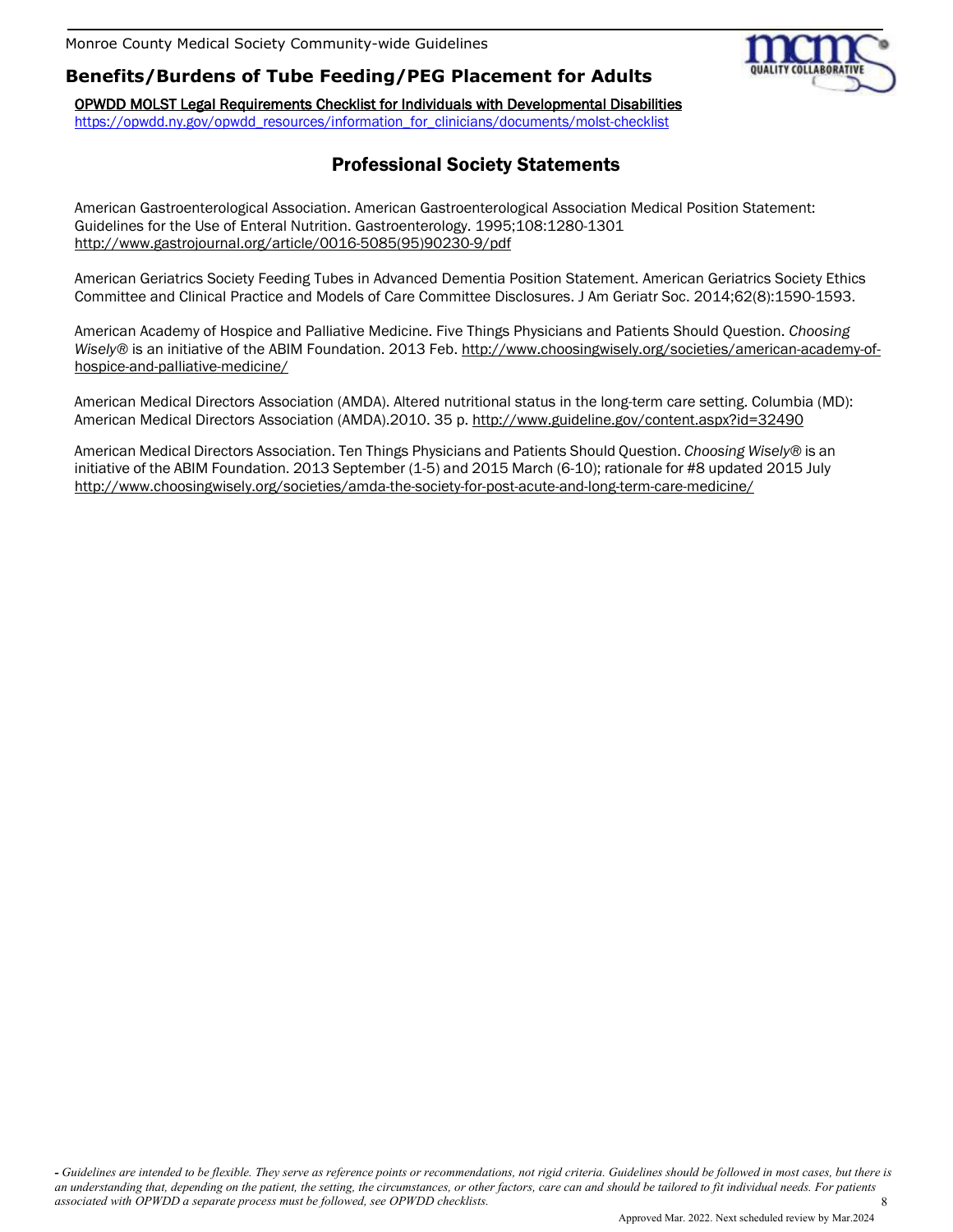[OPWDD MOLST Legal Requirements Checklist for Individuals with Developmental Disabilities](https://opwdd.ny.gov/opwdd_resources/information_for_clinicians/documents/molst-checklist)
https://opwdd.ny.gov/opwdd_resources/information_for_clinicians/documents/molst-checklist

## Professional Society Statements

American Gastroenterological Association. American Gastroenterological Association Medical Position Statement: Guidelines for the Use of Enteral Nutrition. Gastroenterology. 1995;108:1280-1301 http://www.gastrojournal.org/article/0016-5085(95)90230-9/pdf

American Geriatrics Society Feeding Tubes in Advanced Dementia Position Statement. American Geriatrics Society Ethics Committee and Clinical Practice and Models of Care Committee Disclosures. J Am Geriatr Soc. 2014;62(8):1590-1593.

American Academy of Hospice and Palliative Medicine. Five Things Physicians and Patients Should Question. *Choosing Wisely®* is an initiative of the ABIM Foundation. 2013 Feb. http://www.choosingwisely.org/societies/american-academy-of-hospice-and-palliative-medicine/

American Medical Directors Association (AMDA). Altered nutritional status in the long-term care setting. Columbia (MD): American Medical Directors Association (AMDA).2010. 35 p. http://www.guideline.gov/content.aspx?id=32490

American Medical Directors Association. Ten Things Physicians and Patients Should Question. *Choosing Wisely®* is an initiative of the ABIM Foundation. 2013 September (1-5) and 2015 March (6-10); rationale for #8 updated 2015 July http://www.choosingwisely.org/societies/amda-the-society-for-post-acute-and-long-term-care-medicine/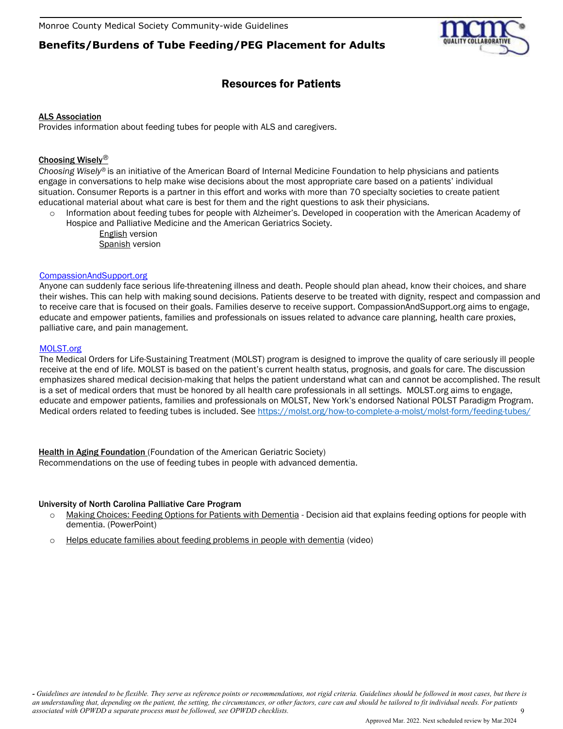## Resources for Patients

**ALS Association**
Provides information about feeding tubes for people with ALS and caregivers.

**Choosing Wisely®**
*Choosing Wisely®* is an initiative of the American Board of Internal Medicine Foundation to help physicians and patients engage in conversations to help make wise decisions about the most appropriate care based on a patients' individual situation. Consumer Reports is a partner in this effort and works with more than 70 specialty societies to create patient educational material about what care is best for them and the right questions to ask their physicians.

- Information about feeding tubes for people with Alzheimer's. Developed in cooperation with the American Academy of Hospice and Palliative Medicine and the American Geriatrics Society.
  - English version
  - Spanish version

CompassionAndSupport.org
Anyone can suddenly face serious life-threatening illness and death. People should plan ahead, know their choices, and share their wishes. This can help with making sound decisions. Patients deserve to be treated with dignity, respect and compassion and to receive care that is focused on their goals. Families deserve to receive support. CompassionAndSupport.org aims to engage, educate and empower patients, families and professionals on issues related to advance care planning, health care proxies, palliative care, and pain management.

MOLST.org
The Medical Orders for Life-Sustaining Treatment (MOLST) program is designed to improve the quality of care seriously ill people receive at the end of life. MOLST is based on the patient's current health status, prognosis, and goals for care. The discussion emphasizes shared medical decision-making that helps the patient understand what can and cannot be accomplished. The result is a set of medical orders that must be honored by all health care professionals in all settings. MOLST.org aims to engage, educate and empower patients, families and professionals on MOLST, New York's endorsed National POLST Paradigm Program. Medical orders related to feeding tubes is included. See https://molst.org/how-to-complete-a-molst/molst-form/feeding-tubes/

**Health in Aging Foundation** (Foundation of the American Geriatric Society)
Recommendations on the use of feeding tubes in people with advanced dementia.

**University of North Carolina Palliative Care Program**

- Making Choices: Feeding Options for Patients with Dementia - Decision aid that explains feeding options for people with dementia. (PowerPoint)
- Helps educate families about feeding problems in people with dementia (video)

*- Guidelines are intended to be flexible. They serve as reference points or recommendations, not rigid criteria. Guidelines should be followed in most cases, but there is an understanding that, depending on the patient, the setting, the circumstances, or other factors, care can and should be tailored to fit individual needs. For patients associated with OPWDD a separate process must be followed, see OPWDD checklists.*

Approved Mar. 2022. Next scheduled review by Mar.2024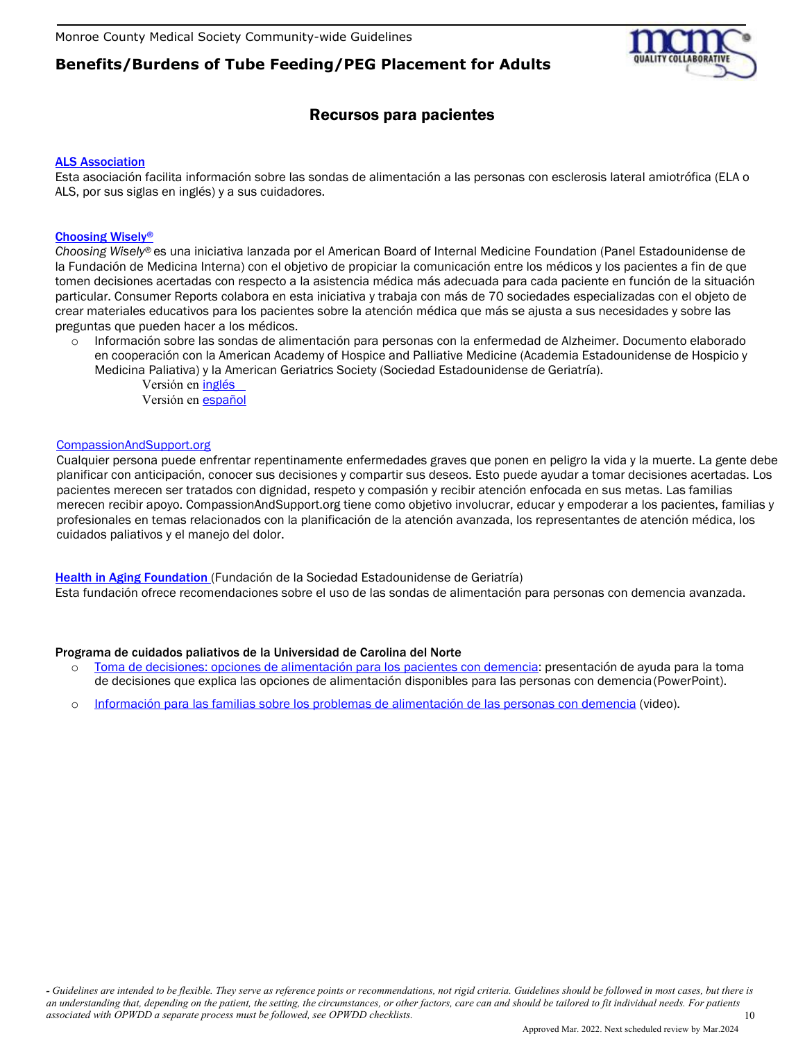## Recursos para pacientes

**ALS Association**
Esta asociación facilita información sobre las sondas de alimentación a las personas con esclerosis lateral amiotrófica (ELA o ALS, por sus siglas en inglés) y a sus cuidadores.

**Choosing Wisely®**
*Choosing Wisely®* es una iniciativa lanzada por el American Board of Internal Medicine Foundation (Panel Estadounidense de la Fundación de Medicina Interna) con el objetivo de propiciar la comunicación entre los médicos y los pacientes a fin de que tomen decisiones acertadas con respecto a la asistencia médica más adecuada para cada paciente en función de la situación particular. Consumer Reports colabora en esta iniciativa y trabaja con más de 70 sociedades especializadas con el objeto de crear materiales educativos para los pacientes sobre la atención médica que más se ajusta a sus necesidades y sobre las preguntas que pueden hacer a los médicos.

- Información sobre las sondas de alimentación para personas con la enfermedad de Alzheimer. Documento elaborado en cooperación con la American Academy of Hospice and Palliative Medicine (Academia Estadounidense de Hospicio y Medicina Paliativa) y la American Geriatrics Society (Sociedad Estadounidense de Geriatría).
  - Versión en inglés
  - Versión en español

CompassionAndSupport.org
Cualquier persona puede enfrentar repentinamente enfermedades graves que ponen en peligro la vida y la muerte. La gente debe planificar con anticipación, conocer sus decisiones y compartir sus deseos. Esto puede ayudar a tomar decisiones acertadas. Los pacientes merecen ser tratados con dignidad, respeto y compasión y recibir atención enfocada en sus metas. Las familias merecen recibir apoyo. CompassionAndSupport.org tiene como objetivo involucrar, educar y empoderar a los pacientes, familias y profesionales en temas relacionados con la planificación de la atención avanzada, los representantes de atención médica, los cuidados paliativos y el manejo del dolor.

**Health in Aging Foundation** (Fundación de la Sociedad Estadounidense de Geriatría)
Esta fundación ofrece recomendaciones sobre el uso de las sondas de alimentación para personas con demencia avanzada.

**Programa de cuidados paliativos de la Universidad de Carolina del Norte**

- Toma de decisiones: opciones de alimentación para los pacientes con demencia: presentación de ayuda para la toma de decisiones que explica las opciones de alimentación disponibles para las personas con demencia (PowerPoint).
- Información para las familias sobre los problemas de alimentación de las personas con demencia (video).

*- Guidelines are intended to be flexible. They serve as reference points or recommendations, not rigid criteria. Guidelines should be followed in most cases, but there is an understanding that, depending on the patient, the setting, the circumstances, or other factors, care can and should be tailored to fit individual needs. For patients associated with OPWDD a separate process must be followed, see OPWDD checklists.*

Approved Mar. 2022. Next scheduled review by Mar.2024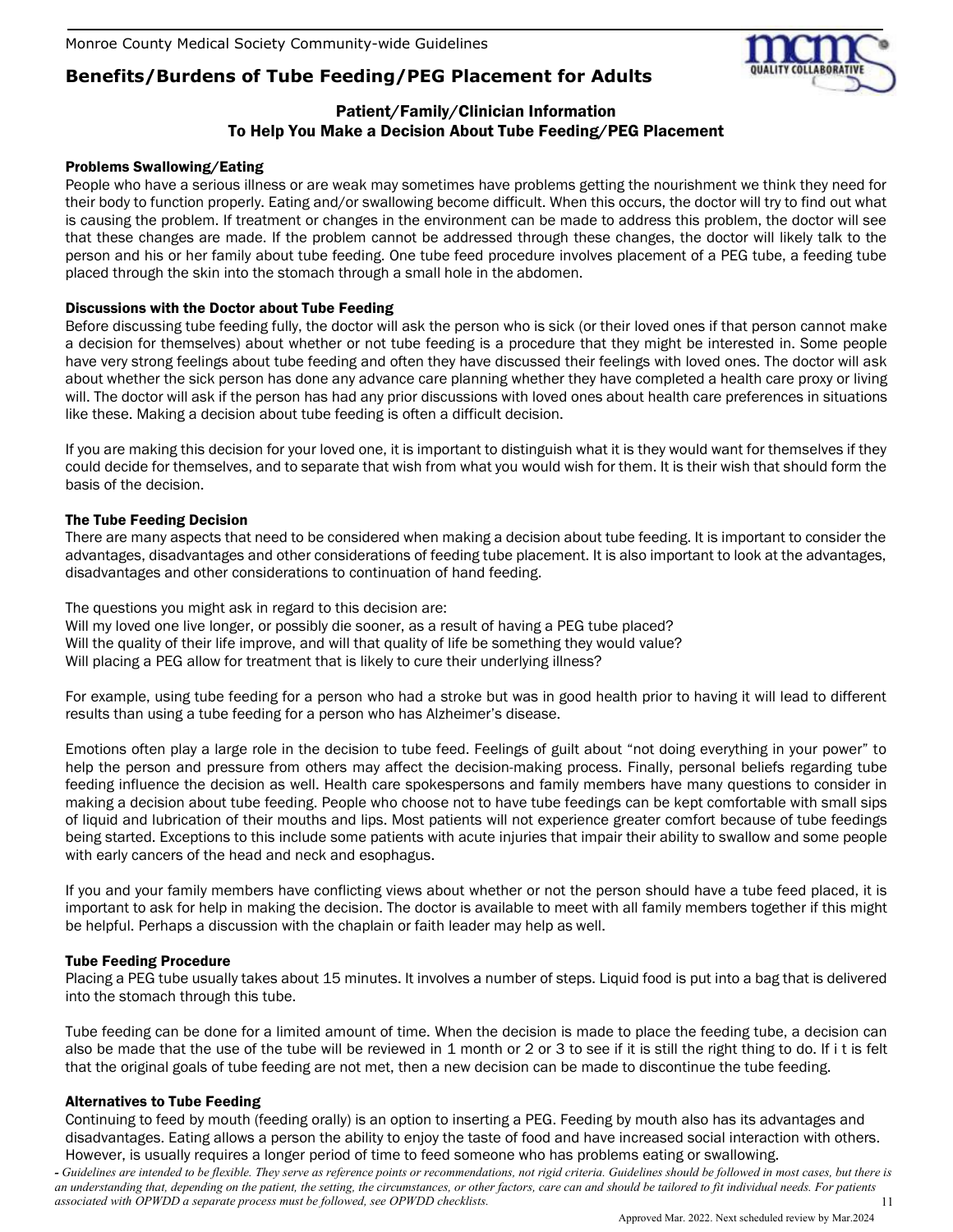# Benefits/Burdens of Tube Feeding/PEG Placement for Adults

## Patient/Family/Clinician Information
## To Help You Make a Decision About Tube Feeding/PEG Placement

### Problems Swallowing/Eating

People who have a serious illness or are weak may sometimes have problems getting the nourishment we think they need for their body to function properly. Eating and/or swallowing become difficult. When this occurs, the doctor will try to find out what is causing the problem. If treatment or changes in the environment can be made to address this problem, the doctor will see that these changes are made. If the problem cannot be addressed through these changes, the doctor will likely talk to the person and his or her family about tube feeding. One tube feed procedure involves placement of a PEG tube, a feeding tube placed through the skin into the stomach through a small hole in the abdomen.

### Discussions with the Doctor about Tube Feeding

Before discussing tube feeding fully, the doctor will ask the person who is sick (or their loved ones if that person cannot make a decision for themselves) about whether or not tube feeding is a procedure that they might be interested in. Some people have very strong feelings about tube feeding and often they have discussed their feelings with loved ones. The doctor will ask about whether the sick person has done any advance care planning whether they have completed a health care proxy or living will. The doctor will ask if the person has had any prior discussions with loved ones about health care preferences in situations like these. Making a decision about tube feeding is often a difficult decision.

If you are making this decision for your loved one, it is important to distinguish what it is they would want for themselves if they could decide for themselves, and to separate that wish from what you would wish for them. It is their wish that should form the basis of the decision.

### The Tube Feeding Decision

There are many aspects that need to be considered when making a decision about tube feeding. It is important to consider the advantages, disadvantages and other considerations of feeding tube placement. It is also important to look at the advantages, disadvantages and other considerations to continuation of hand feeding.

The questions you might ask in regard to this decision are:
Will my loved one live longer, or possibly die sooner, as a result of having a PEG tube placed?
Will the quality of their life improve, and will that quality of life be something they would value?
Will placing a PEG allow for treatment that is likely to cure their underlying illness?

For example, using tube feeding for a person who had a stroke but was in good health prior to having it will lead to different results than using a tube feeding for a person who has Alzheimer's disease.

Emotions often play a large role in the decision to tube feed. Feelings of guilt about "not doing everything in your power" to help the person and pressure from others may affect the decision-making process. Finally, personal beliefs regarding tube feeding influence the decision as well. Health care spokespersons and family members have many questions to consider in making a decision about tube feeding. People who choose not to have tube feedings can be kept comfortable with small sips of liquid and lubrication of their mouths and lips. Most patients will not experience greater comfort because of tube feedings being started. Exceptions to this include some patients with acute injuries that impair their ability to swallow and some people with early cancers of the head and neck and esophagus.

If you and your family members have conflicting views about whether or not the person should have a tube feed placed, it is important to ask for help in making the decision. The doctor is available to meet with all family members together if this might be helpful. Perhaps a discussion with the chaplain or faith leader may help as well.

### Tube Feeding Procedure

Placing a PEG tube usually takes about 15 minutes. It involves a number of steps. Liquid food is put into a bag that is delivered into the stomach through this tube.

Tube feeding can be done for a limited amount of time. When the decision is made to place the feeding tube, a decision can also be made that the use of the tube will be reviewed in 1 month or 2 or 3 to see if it is still the right thing to do. If i t is felt that the original goals of tube feeding are not met, then a new decision can be made to discontinue the tube feeding.

### Alternatives to Tube Feeding

Continuing to feed by mouth (feeding orally) is an option to inserting a PEG. Feeding by mouth also has its advantages and disadvantages. Eating allows a person the ability to enjoy the taste of food and have increased social interaction with others. However, is usually requires a longer period of time to feed someone who has problems eating or swallowing.

*- Guidelines are intended to be flexible. They serve as reference points or recommendations, not rigid criteria. Guidelines should be followed in most cases, but there is an understanding that, depending on the patient, the setting, the circumstances, or other factors, care can and should be tailored to fit individual needs. For patients associated with OPWDD a separate process must be followed, see OPWDD checklists.*

Approved Mar. 2022. Next scheduled review by Mar.2024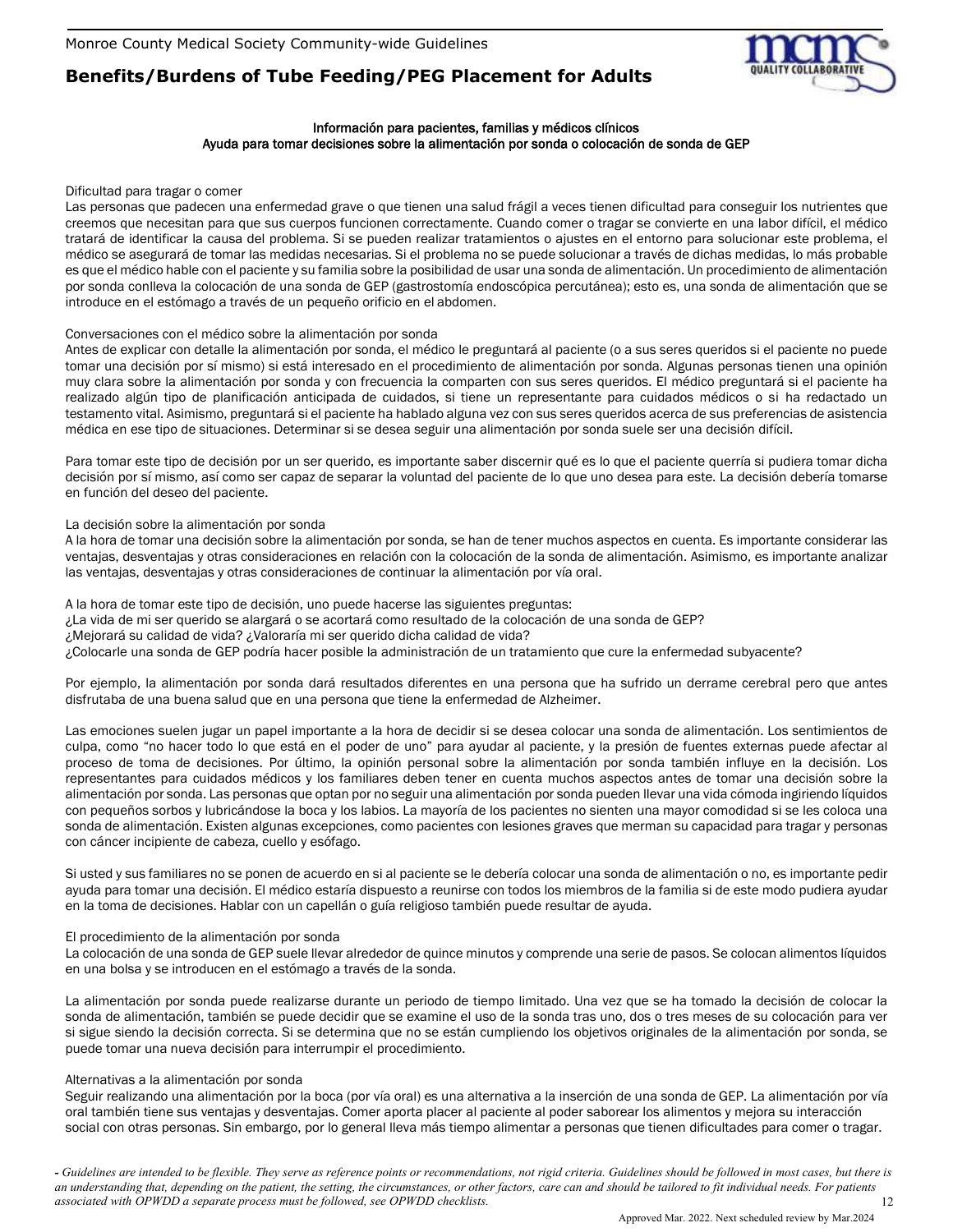**Información para pacientes, familias y médicos clínicos**
**Ayuda para tomar decisiones sobre la alimentación por sonda o colocación de sonda de GEP**

### Dificultad para tragar o comer

Las personas que padecen una enfermedad grave o que tienen una salud frágil a veces tienen dificultad para conseguir los nutrientes que creemos que necesitan para que sus cuerpos funcionen correctamente. Cuando comer o tragar se convierte en una labor difícil, el médico tratará de identificar la causa del problema. Si se pueden realizar tratamientos o ajustes en el entorno para solucionar este problema, el médico se asegurará de tomar las medidas necesarias. Si el problema no se puede solucionar a través de dichas medidas, lo más probable es que el médico hable con el paciente y su familia sobre la posibilidad de usar una sonda de alimentación. Un procedimiento de alimentación por sonda conlleva la colocación de una sonda de GEP (gastrostomía endoscópica percutánea); esto es, una sonda de alimentación que se introduce en el estómago a través de un pequeño orificio en el abdomen.

### Conversaciones con el médico sobre la alimentación por sonda

Antes de explicar con detalle la alimentación por sonda, el médico le preguntará al paciente (o a sus seres queridos si el paciente no puede tomar una decisión por sí mismo) si está interesado en el procedimiento de alimentación por sonda. Algunas personas tienen una opinión muy clara sobre la alimentación por sonda y con frecuencia la comparten con sus seres queridos. El médico preguntará si el paciente ha realizado algún tipo de planificación anticipada de cuidados, si tiene un representante para cuidados médicos o si ha redactado un testamento vital. Asimismo, preguntará si el paciente ha hablado alguna vez con sus seres queridos acerca de sus preferencias de asistencia médica en ese tipo de situaciones. Determinar si se desea seguir una alimentación por sonda suele ser una decisión difícil.

Para tomar este tipo de decisión por un ser querido, es importante saber discernir qué es lo que el paciente querría si pudiera tomar dicha decisión por sí mismo, así como ser capaz de separar la voluntad del paciente de lo que uno desea para este. La decisión debería tomarse en función del deseo del paciente.

### La decisión sobre la alimentación por sonda

A la hora de tomar una decisión sobre la alimentación por sonda, se han de tener muchos aspectos en cuenta. Es importante considerar las ventajas, desventajas y otras consideraciones en relación con la colocación de la sonda de alimentación. Asimismo, es importante analizar las ventajas, desventajas y otras consideraciones de continuar la alimentación por vía oral.

A la hora de tomar este tipo de decisión, uno puede hacerse las siguientes preguntas:
¿La vida de mi ser querido se alargará o se acortará como resultado de la colocación de una sonda de GEP?
¿Mejorará su calidad de vida? ¿Valoraría mi ser querido dicha calidad de vida?
¿Colocarle una sonda de GEP podría hacer posible la administración de un tratamiento que cure la enfermedad subyacente?

Por ejemplo, la alimentación por sonda dará resultados diferentes en una persona que ha sufrido un derrame cerebral pero que antes disfrutaba de una buena salud que en una persona que tiene la enfermedad de Alzheimer.

Las emociones suelen jugar un papel importante a la hora de decidir si se desea colocar una sonda de alimentación. Los sentimientos de culpa, como "no hacer todo lo que está en el poder de uno" para ayudar al paciente, y la presión de fuentes externas puede afectar al proceso de toma de decisiones. Por último, la opinión personal sobre la alimentación por sonda también influye en la decisión. Los representantes para cuidados médicos y los familiares deben tener en cuenta muchos aspectos antes de tomar una decisión sobre la alimentación por sonda. Las personas que optan por no seguir una alimentación por sonda pueden llevar una vida cómoda ingiriendo líquidos con pequeños sorbos y lubricándose la boca y los labios. La mayoría de los pacientes no sienten una mayor comodidad si se les coloca una sonda de alimentación. Existen algunas excepciones, como pacientes con lesiones graves que merman su capacidad para tragar y personas con cáncer incipiente de cabeza, cuello y esófago.

Si usted y sus familiares no se ponen de acuerdo en si al paciente se le debería colocar una sonda de alimentación o no, es importante pedir ayuda para tomar una decisión. El médico estaría dispuesto a reunirse con todos los miembros de la familia si de este modo pudiera ayudar en la toma de decisiones. Hablar con un capellán o guía religioso también puede resultar de ayuda.

### El procedimiento de la alimentación por sonda

La colocación de una sonda de GEP suele llevar alrededor de quince minutos y comprende una serie de pasos. Se colocan alimentos líquidos en una bolsa y se introducen en el estómago a través de la sonda.

La alimentación por sonda puede realizarse durante un periodo de tiempo limitado. Una vez que se ha tomado la decisión de colocar la sonda de alimentación, también se puede decidir que se examine el uso de la sonda tras uno, dos o tres meses de su colocación para ver si sigue siendo la decisión correcta. Si se determina que no se están cumpliendo los objetivos originales de la alimentación por sonda, se puede tomar una nueva decisión para interrumpir el procedimiento.

### Alternativas a la alimentación por sonda

Seguir realizando una alimentación por la boca (por vía oral) es una alternativa a la inserción de una sonda de GEP. La alimentación por vía oral también tiene sus ventajas y desventajas. Comer aporta placer al paciente al poder saborear los alimentos y mejora su interacción social con otras personas. Sin embargo, por lo general lleva más tiempo alimentar a personas que tienen dificultades para comer o tragar.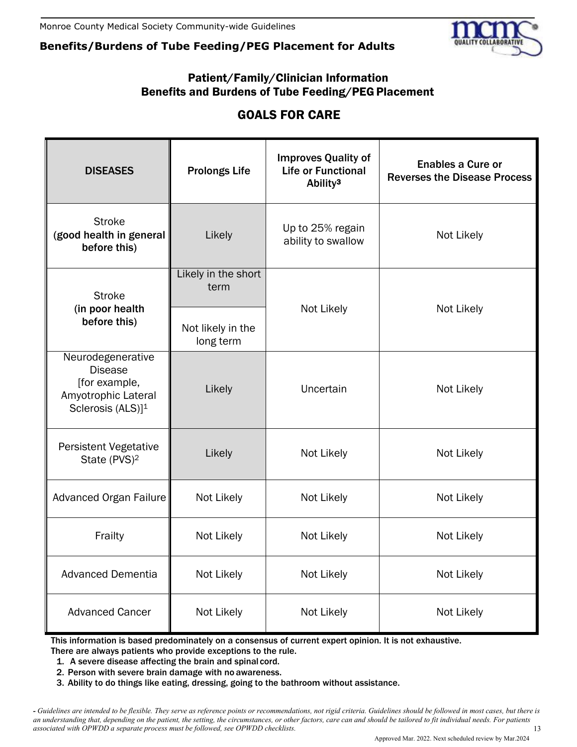## Patient/Family/Clinician Information
## Benefits and Burdens of Tube Feeding/PEG Placement

## GOALS FOR CARE

| DISEASES | Prolongs Life | Improves Quality of Life or Functional Ability[3] | Enables a Cure or Reverses the Disease Process |
|---|---|---|---|
| Stroke **(good health in general before this)** | Likely | Up to 25% regain ability to swallow | Not Likely |
| Stroke **(in poor health before this)** | Likely in the short term<br>Not likely in the long term | Not Likely | Not Likely |
| Neurodegenerative Disease [for example, Amyotrophic Lateral Sclerosis (ALS)][1] | Likely | Uncertain | Not Likely |
| Persistent Vegetative State (PVS)[2] | Likely | Not Likely | Not Likely |
| Advanced Organ Failure | Not Likely | Not Likely | Not Likely |
| Frailty | Not Likely | Not Likely | Not Likely |
| Advanced Dementia | Not Likely | Not Likely | Not Likely |
| Advanced Cancer | Not Likely | Not Likely | Not Likely |

**This information is based predominately on a consensus of current expert opinion. It is not exhaustive. There are always patients who provide exceptions to the rule.**

1. **A severe disease affecting the brain and spinal cord.**
2. **Person with severe brain damage with no awareness.**
3. **Ability to do things like eating, dressing, going to the bathroom without assistance.**

*- Guidelines are intended to be flexible. They serve as reference points or recommendations, not rigid criteria. Guidelines should be followed in most cases, but there is an understanding that, depending on the patient, the setting, the circumstances, or other factors, care can and should be tailored to fit individual needs. For patients associated with OPWDD a separate process must be followed, see OPWDD checklists.*

Approved Mar. 2022. Next scheduled review by Mar.2024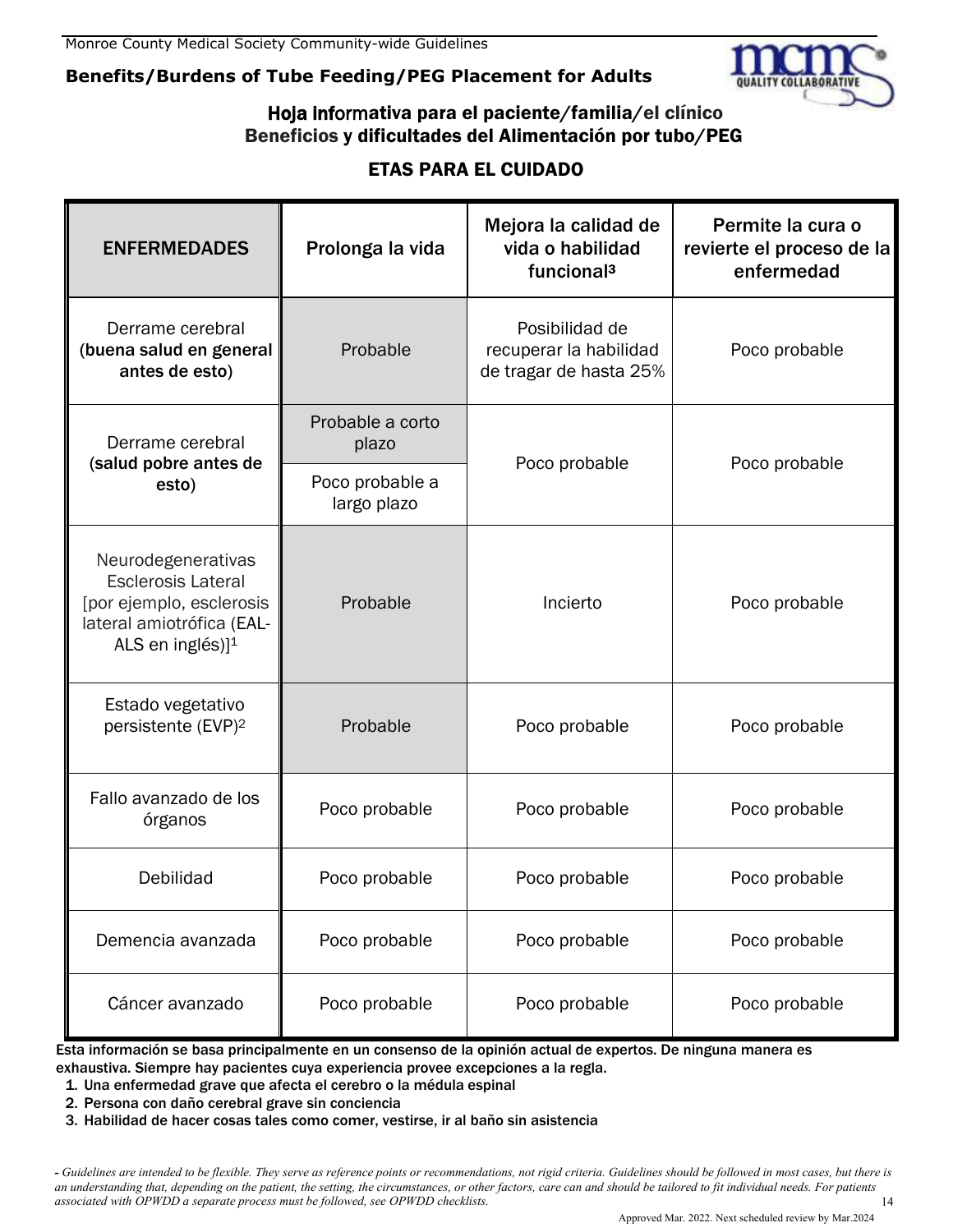# Benefits/Burdens of Tube Feeding/PEG Placement for Adults

## Hoja informativa para el paciente/familia/el clínico
## Beneficios y dificultades del Alimentación por tubo/PEG

### ETAS PARA EL CUIDADO

| ENFERMEDADES | Prolonga la vida | Mejora la calidad de vida o habilidad funcional[3] | Permite la cura o revierte el proceso de la enfermedad |
|---|---|---|---|
| Derrame cerebral **(buena salud en general antes de esto)** | Probable | Posibilidad de recuperar la habilidad de tragar de hasta 25% | Poco probable |
| Derrame cerebral **(salud pobre antes de esto)** | Probable a corto plazo / Poco probable a largo plazo | Poco probable | Poco probable |
| Neurodegenerativas Esclerosis Lateral [por ejemplo, esclerosis lateral amiotrófica (EAL-ALS en inglés)][1] | Probable | Incierto | Poco probable |
| Estado vegetativo persistente (EVP)[2] | Probable | Poco probable | Poco probable |
| Fallo avanzado de los órganos | Poco probable | Poco probable | Poco probable |
| Debilidad | Poco probable | Poco probable | Poco probable |
| Demencia avanzada | Poco probable | Poco probable | Poco probable |
| Cáncer avanzado | Poco probable | Poco probable | Poco probable |

**Esta información se basa principalmente en un consenso de la opinión actual de expertos. De ninguna manera es exhaustiva. Siempre hay pacientes cuya experiencia provee excepciones a la regla.**

1. **Una enfermedad grave que afecta el cerebro o la médula espinal**
2. **Persona con daño cerebral grave sin conciencia**
3. **Habilidad de hacer cosas tales como comer, vestirse, ir al baño sin asistencia**

*- Guidelines are intended to be flexible. They serve as reference points or recommendations, not rigid criteria. Guidelines should be followed in most cases, but there is an understanding that, depending on the patient, the setting, the circumstances, or other factors, care can and should be tailored to fit individual needs. For patients associated with OPWDD a separate process must be followed, see OPWDD checklists.*

Approved Mar. 2022. Next scheduled review by Mar.2024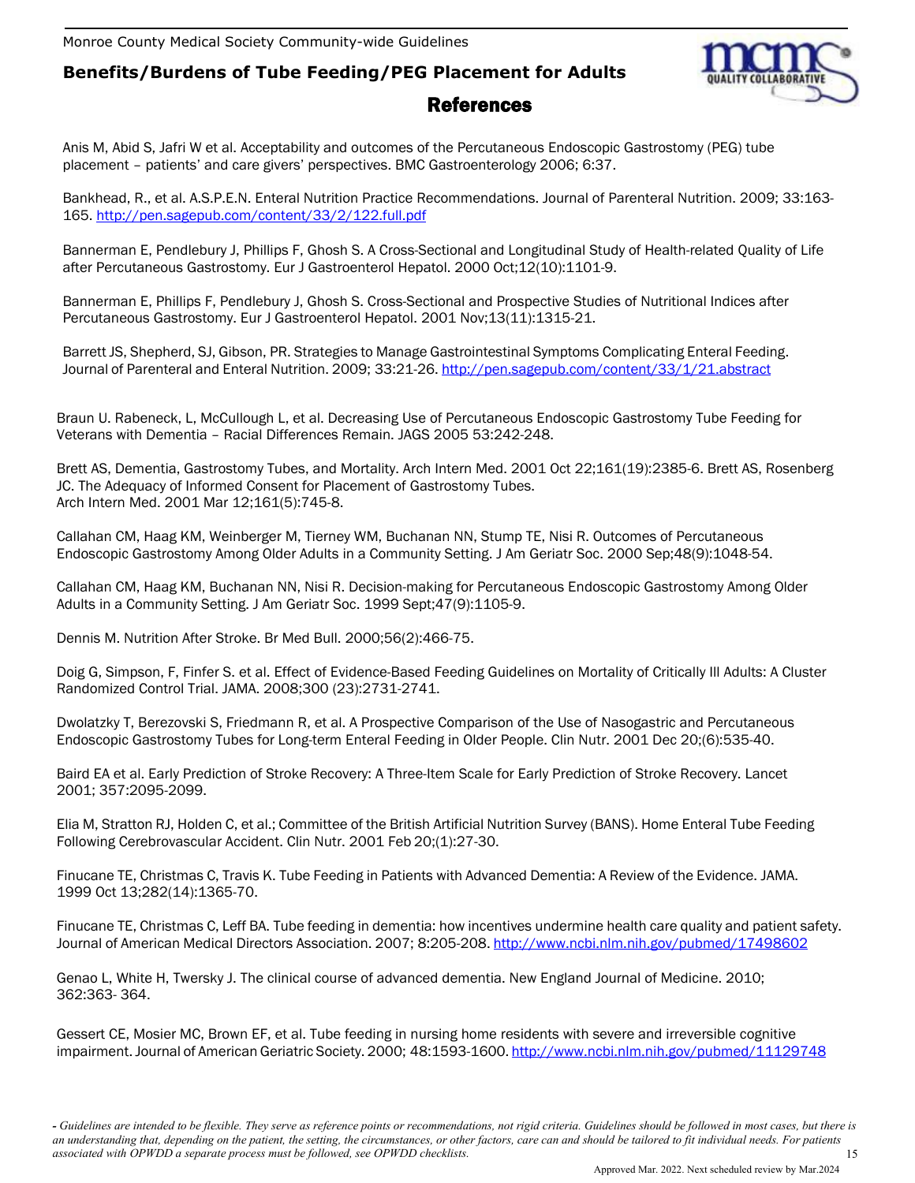## References

Anis M, Abid S, Jafri W et al. Acceptability and outcomes of the Percutaneous Endoscopic Gastrostomy (PEG) tube placement – patients' and care givers' perspectives. BMC Gastroenterology 2006; 6:37.

Bankhead, R., et al. A.S.P.E.N. Enteral Nutrition Practice Recommendations. Journal of Parenteral Nutrition. 2009; 33:163-165. http://pen.sagepub.com/content/33/2/122.full.pdf

Bannerman E, Pendlebury J, Phillips F, Ghosh S. A Cross-Sectional and Longitudinal Study of Health-related Quality of Life after Percutaneous Gastrostomy. Eur J Gastroenterol Hepatol. 2000 Oct;12(10):1101-9.

Bannerman E, Phillips F, Pendlebury J, Ghosh S. Cross-Sectional and Prospective Studies of Nutritional Indices after Percutaneous Gastrostomy. Eur J Gastroenterol Hepatol. 2001 Nov;13(11):1315-21.

Barrett JS, Shepherd, SJ, Gibson, PR. Strategies to Manage Gastrointestinal Symptoms Complicating Enteral Feeding. Journal of Parenteral and Enteral Nutrition. 2009; 33:21-26. http://pen.sagepub.com/content/33/1/21.abstract

Braun U. Rabeneck, L, McCullough L, et al. Decreasing Use of Percutaneous Endoscopic Gastrostomy Tube Feeding for Veterans with Dementia – Racial Differences Remain. JAGS 2005 53:242-248.

Brett AS, Dementia, Gastrostomy Tubes, and Mortality. Arch Intern Med. 2001 Oct 22;161(19):2385-6. Brett AS, Rosenberg JC. The Adequacy of Informed Consent for Placement of Gastrostomy Tubes. Arch Intern Med. 2001 Mar 12;161(5):745-8.

Callahan CM, Haag KM, Weinberger M, Tierney WM, Buchanan NN, Stump TE, Nisi R. Outcomes of Percutaneous Endoscopic Gastrostomy Among Older Adults in a Community Setting. J Am Geriatr Soc. 2000 Sep;48(9):1048-54.

Callahan CM, Haag KM, Buchanan NN, Nisi R. Decision-making for Percutaneous Endoscopic Gastrostomy Among Older Adults in a Community Setting. J Am Geriatr Soc. 1999 Sept;47(9):1105-9.

Dennis M. Nutrition After Stroke. Br Med Bull. 2000;56(2):466-75.

Doig G, Simpson, F, Finfer S. et al. Effect of Evidence-Based Feeding Guidelines on Mortality of Critically Ill Adults: A Cluster Randomized Control Trial. JAMA. 2008;300 (23):2731-2741.

Dwolatzky T, Berezovski S, Friedmann R, et al. A Prospective Comparison of the Use of Nasogastric and Percutaneous Endoscopic Gastrostomy Tubes for Long-term Enteral Feeding in Older People. Clin Nutr. 2001 Dec 20;(6):535-40.

Baird EA et al. Early Prediction of Stroke Recovery: A Three-Item Scale for Early Prediction of Stroke Recovery. Lancet 2001; 357:2095-2099.

Elia M, Stratton RJ, Holden C, et al.; Committee of the British Artificial Nutrition Survey (BANS). Home Enteral Tube Feeding Following Cerebrovascular Accident. Clin Nutr. 2001 Feb 20;(1):27-30.

Finucane TE, Christmas C, Travis K. Tube Feeding in Patients with Advanced Dementia: A Review of the Evidence. JAMA. 1999 Oct 13;282(14):1365-70.

Finucane TE, Christmas C, Leff BA. Tube feeding in dementia: how incentives undermine health care quality and patient safety. Journal of American Medical Directors Association. 2007; 8:205-208. http://www.ncbi.nlm.nih.gov/pubmed/17498602

Genao L, White H, Twersky J. The clinical course of advanced dementia. New England Journal of Medicine. 2010; 362:363- 364.

Gessert CE, Mosier MC, Brown EF, et al. Tube feeding in nursing home residents with severe and irreversible cognitive impairment. Journal of American Geriatric Society. 2000; 48:1593-1600. http://www.ncbi.nlm.nih.gov/pubmed/11129748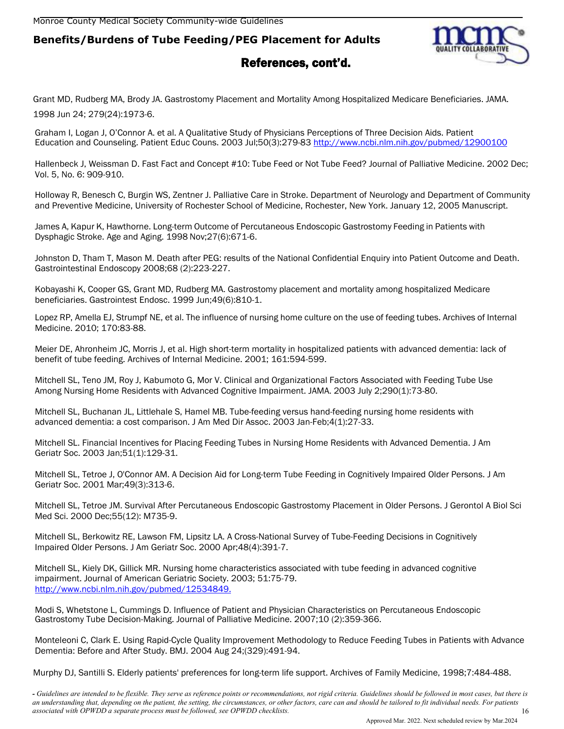## References, cont'd.

Grant MD, Rudberg MA, Brody JA. Gastrostomy Placement and Mortality Among Hospitalized Medicare Beneficiaries. JAMA. 1998 Jun 24; 279(24):1973-6.

Graham I, Logan J, O'Connor A. et al. A Qualitative Study of Physicians Perceptions of Three Decision Aids. Patient Education and Counseling. Patient Educ Couns. 2003 Jul;50(3):279-83 http://www.ncbi.nlm.nih.gov/pubmed/12900100

Hallenbeck J, Weissman D. Fast Fact and Concept #10: Tube Feed or Not Tube Feed? Journal of Palliative Medicine. 2002 Dec; Vol. 5, No. 6: 909-910.

Holloway R, Benesch C, Burgin WS, Zentner J. Palliative Care in Stroke. Department of Neurology and Department of Community and Preventive Medicine, University of Rochester School of Medicine, Rochester, New York. January 12, 2005 Manuscript.

James A, Kapur K, Hawthorne. Long-term Outcome of Percutaneous Endoscopic Gastrostomy Feeding in Patients with Dysphagic Stroke. Age and Aging. 1998 Nov;27(6):671-6.

Johnston D, Tham T, Mason M. Death after PEG: results of the National Confidential Enquiry into Patient Outcome and Death. Gastrointestinal Endoscopy 2008;68 (2):223-227.

Kobayashi K, Cooper GS, Grant MD, Rudberg MA. Gastrostomy placement and mortality among hospitalized Medicare beneficiaries. Gastrointest Endosc. 1999 Jun;49(6):810-1.

Lopez RP, Amella EJ, Strumpf NE, et al. The influence of nursing home culture on the use of feeding tubes. Archives of Internal Medicine. 2010; 170:83-88.

Meier DE, Ahronheim JC, Morris J, et al. High short-term mortality in hospitalized patients with advanced dementia: lack of benefit of tube feeding. Archives of Internal Medicine. 2001; 161:594-599.

Mitchell SL, Teno JM, Roy J, Kabumoto G, Mor V. Clinical and Organizational Factors Associated with Feeding Tube Use Among Nursing Home Residents with Advanced Cognitive Impairment. JAMA. 2003 July 2;290(1):73-80.

Mitchell SL, Buchanan JL, Littlehale S, Hamel MB. Tube-feeding versus hand-feeding nursing home residents with advanced dementia: a cost comparison. J Am Med Dir Assoc. 2003 Jan-Feb;4(1):27-33.

Mitchell SL. Financial Incentives for Placing Feeding Tubes in Nursing Home Residents with Advanced Dementia. J Am Geriatr Soc. 2003 Jan;51(1):129-31.

Mitchell SL, Tetroe J, O'Connor AM. A Decision Aid for Long-term Tube Feeding in Cognitively Impaired Older Persons. J Am Geriatr Soc. 2001 Mar;49(3):313-6.

Mitchell SL, Tetroe JM. Survival After Percutaneous Endoscopic Gastrostomy Placement in Older Persons. J Gerontol A Biol Sci Med Sci. 2000 Dec;55(12): M735-9.

Mitchell SL, Berkowitz RE, Lawson FM, Lipsitz LA. A Cross-National Survey of Tube-Feeding Decisions in Cognitively Impaired Older Persons. J Am Geriatr Soc. 2000 Apr;48(4):391-7.

Mitchell SL, Kiely DK, Gillick MR. Nursing home characteristics associated with tube feeding in advanced cognitive impairment. Journal of American Geriatric Society. 2003; 51:75-79. http://www.ncbi.nlm.nih.gov/pubmed/12534849.

Modi S, Whetstone L, Cummings D. Influence of Patient and Physician Characteristics on Percutaneous Endoscopic Gastrostomy Tube Decision-Making. Journal of Palliative Medicine. 2007;10 (2):359-366.

Monteleoni C, Clark E. Using Rapid-Cycle Quality Improvement Methodology to Reduce Feeding Tubes in Patients with Advance Dementia: Before and After Study. BMJ. 2004 Aug 24;(329):491-94.

Murphy DJ, Santilli S. Elderly patients' preferences for long-term life support. Archives of Family Medicine, 1998;7:484-488.

*- Guidelines are intended to be flexible. They serve as reference points or recommendations, not rigid criteria. Guidelines should be followed in most cases, but there is an understanding that, depending on the patient, the setting, the circumstances, or other factors, care can and should be tailored to fit individual needs. For patients associated with OPWDD a separate process must be followed, see OPWDD checklists.*

Approved Mar. 2022. Next scheduled review by Mar.2024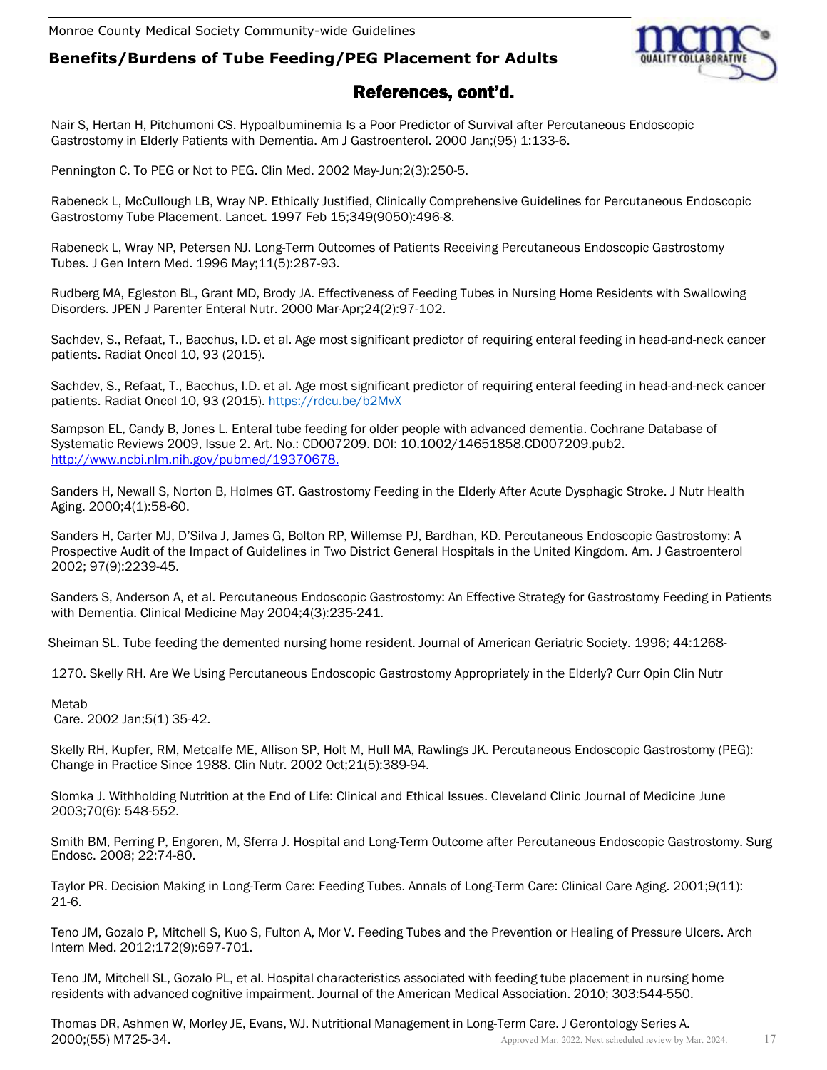## References, cont'd.

Nair S, Hertan H, Pitchumoni CS. Hypoalbuminemia Is a Poor Predictor of Survival after Percutaneous Endoscopic Gastrostomy in Elderly Patients with Dementia. Am J Gastroenterol. 2000 Jan;(95) 1:133-6.

Pennington C. To PEG or Not to PEG. Clin Med. 2002 May-Jun;2(3):250-5.

Rabeneck L, McCullough LB, Wray NP. Ethically Justified, Clinically Comprehensive Guidelines for Percutaneous Endoscopic Gastrostomy Tube Placement. Lancet. 1997 Feb 15;349(9050):496-8.

Rabeneck L, Wray NP, Petersen NJ. Long-Term Outcomes of Patients Receiving Percutaneous Endoscopic Gastrostomy Tubes. J Gen Intern Med. 1996 May;11(5):287-93.

Rudberg MA, Egleston BL, Grant MD, Brody JA. Effectiveness of Feeding Tubes in Nursing Home Residents with Swallowing Disorders. JPEN J Parenter Enteral Nutr. 2000 Mar-Apr;24(2):97-102.

Sachdev, S., Refaat, T., Bacchus, I.D. et al. Age most significant predictor of requiring enteral feeding in head-and-neck cancer patients. Radiat Oncol 10, 93 (2015).

Sachdev, S., Refaat, T., Bacchus, I.D. et al. Age most significant predictor of requiring enteral feeding in head-and-neck cancer patients. Radiat Oncol 10, 93 (2015). https://rdcu.be/b2MvX

Sampson EL, Candy B, Jones L. Enteral tube feeding for older people with advanced dementia. Cochrane Database of Systematic Reviews 2009, Issue 2. Art. No.: CD007209. DOI: 10.1002/14651858.CD007209.pub2. http://www.ncbi.nlm.nih.gov/pubmed/19370678.

Sanders H, Newall S, Norton B, Holmes GT. Gastrostomy Feeding in the Elderly After Acute Dysphagic Stroke. J Nutr Health Aging. 2000;4(1):58-60.

Sanders H, Carter MJ, D'Silva J, James G, Bolton RP, Willemse PJ, Bardhan, KD. Percutaneous Endoscopic Gastrostomy: A Prospective Audit of the Impact of Guidelines in Two District General Hospitals in the United Kingdom. Am. J Gastroenterol 2002; 97(9):2239-45.

Sanders S, Anderson A, et al. Percutaneous Endoscopic Gastrostomy: An Effective Strategy for Gastrostomy Feeding in Patients with Dementia. Clinical Medicine May 2004;4(3):235-241.

Sheiman SL. Tube feeding the demented nursing home resident. Journal of American Geriatric Society. 1996; 44:1268-1270.

Skelly RH. Are We Using Percutaneous Endoscopic Gastrostomy Appropriately in the Elderly? Curr Opin Clin Nutr Metab Care. 2002 Jan;5(1) 35-42.

Skelly RH, Kupfer, RM, Metcalfe ME, Allison SP, Holt M, Hull MA, Rawlings JK. Percutaneous Endoscopic Gastrostomy (PEG): Change in Practice Since 1988. Clin Nutr. 2002 Oct;21(5):389-94.

Slomka J. Withholding Nutrition at the End of Life: Clinical and Ethical Issues. Cleveland Clinic Journal of Medicine June 2003;70(6): 548-552.

Smith BM, Perring P, Engoren, M, Sferra J. Hospital and Long-Term Outcome after Percutaneous Endoscopic Gastrostomy. Surg Endosc. 2008; 22:74-80.

Taylor PR. Decision Making in Long-Term Care: Feeding Tubes. Annals of Long-Term Care: Clinical Care Aging. 2001;9(11): 21-6.

Teno JM, Gozalo P, Mitchell S, Kuo S, Fulton A, Mor V. Feeding Tubes and the Prevention or Healing of Pressure Ulcers. Arch Intern Med. 2012;172(9):697-701.

Teno JM, Mitchell SL, Gozalo PL, et al. Hospital characteristics associated with feeding tube placement in nursing home residents with advanced cognitive impairment. Journal of the American Medical Association. 2010; 303:544-550.

Thomas DR, Ashmen W, Morley JE, Evans, WJ. Nutritional Management in Long-Term Care. J Gerontology Series A. 2000;(55) M725-34.

Approved Mar. 2022. Next scheduled review by Mar. 2024.